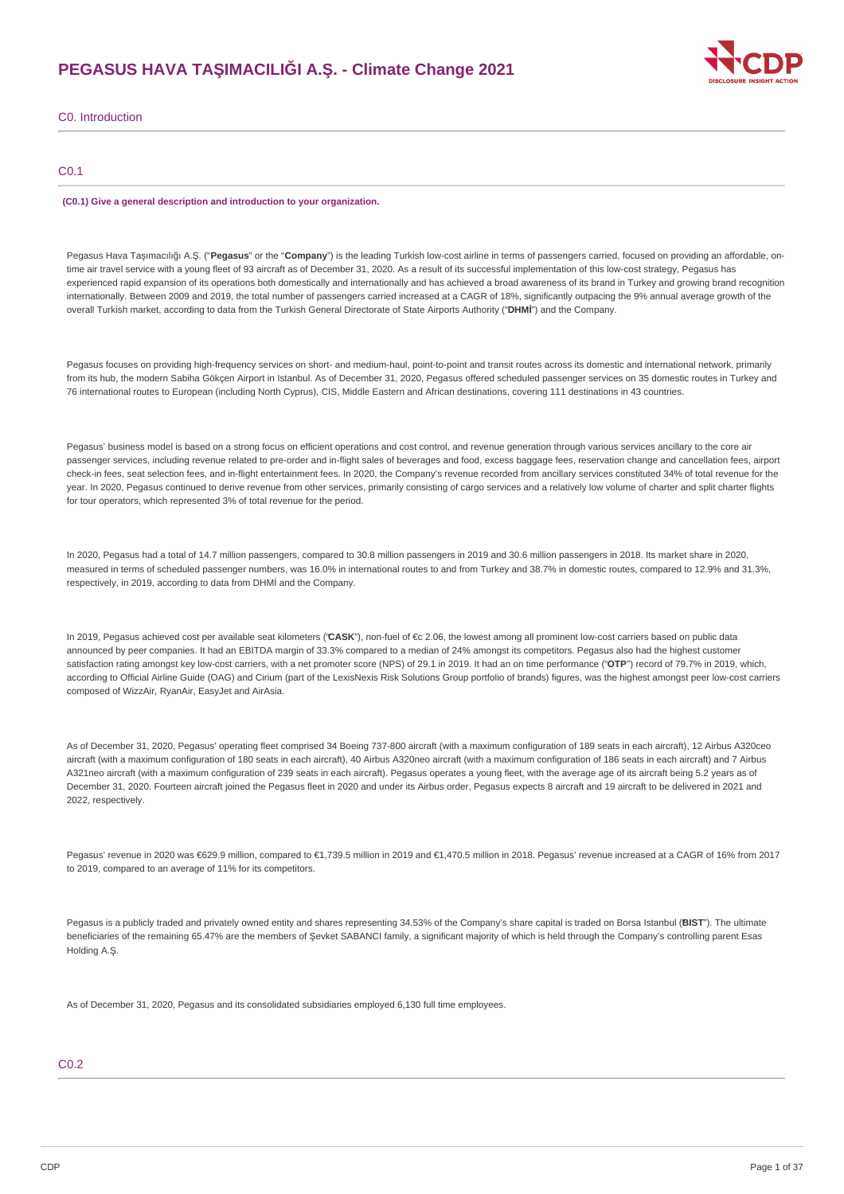# PEGASUS HAVA TAŞIMACILIĞI A.Ş. - Climate Change 2021

## C0. Introduction

### C0.1

**(C0.1) Give a general description and introduction to your organization.**

Pegasus Hava Taşımacılığı A.Ş. ("**Pegasus**" or the "**Company**") is the leading Turkish low-cost airline in terms of passengers carried, focused on providing an affordable, on-time air travel service with a young fleet of 93 aircraft as of December 31, 2020. As a result of its successful implementation of this low-cost strategy, Pegasus has experienced rapid expansion of its operations both domestically and internationally and has achieved a broad awareness of its brand in Turkey and growing brand recognition internationally. Between 2009 and 2019, the total number of passengers carried increased at a CAGR of 18%, significantly outpacing the 9% annual average growth of the overall Turkish market, according to data from the Turkish General Directorate of State Airports Authority ("**DHMİ**") and the Company.

Pegasus focuses on providing high-frequency services on short- and medium-haul, point-to-point and transit routes across its domestic and international network, primarily from its hub, the modern Sabiha Gökçen Airport in Istanbul. As of December 31, 2020, Pegasus offered scheduled passenger services on 35 domestic routes in Turkey and 76 international routes to European (including North Cyprus), CIS, Middle Eastern and African destinations, covering 111 destinations in 43 countries.

Pegasus' business model is based on a strong focus on efficient operations and cost control, and revenue generation through various services ancillary to the core air passenger services, including revenue related to pre-order and in-flight sales of beverages and food, excess baggage fees, reservation change and cancellation fees, airport check-in fees, seat selection fees, and in-flight entertainment fees. In 2020, the Company's revenue recorded from ancillary services constituted 34% of total revenue for the year. In 2020, Pegasus continued to derive revenue from other services, primarily consisting of cargo services and a relatively low volume of charter and split charter flights for tour operators, which represented 3% of total revenue for the period.

In 2020, Pegasus had a total of 14.7 million passengers, compared to 30.8 million passengers in 2019 and 30.6 million passengers in 2018. Its market share in 2020, measured in terms of scheduled passenger numbers, was 16.0% in international routes to and from Turkey and 38.7% in domestic routes, compared to 12.9% and 31.3%, respectively, in 2019, according to data from DHMİ and the Company.

In 2019, Pegasus achieved cost per available seat kilometers ("**CASK**"), non-fuel of €c 2.06, the lowest among all prominent low-cost carriers based on public data announced by peer companies. It had an EBITDA margin of 33.3% compared to a median of 24% amongst its competitors. Pegasus also had the highest customer satisfaction rating amongst key low-cost carriers, with a net promoter score (NPS) of 29.1 in 2019. It had an on time performance ("**OTP**") record of 79.7% in 2019, which, according to Official Airline Guide (OAG) and Cirium (part of the LexisNexis Risk Solutions Group portfolio of brands) figures, was the highest amongst peer low-cost carriers composed of WizzAir, RyanAir, EasyJet and AirAsia.

As of December 31, 2020, Pegasus' operating fleet comprised 34 Boeing 737-800 aircraft (with a maximum configuration of 189 seats in each aircraft), 12 Airbus A320ceo aircraft (with a maximum configuration of 180 seats in each aircraft), 40 Airbus A320neo aircraft (with a maximum configuration of 186 seats in each aircraft) and 7 Airbus A321neo aircraft (with a maximum configuration of 239 seats in each aircraft). Pegasus operates a young fleet, with the average age of its aircraft being 5.2 years as of December 31, 2020. Fourteen aircraft joined the Pegasus fleet in 2020 and under its Airbus order, Pegasus expects 8 aircraft and 19 aircraft to be delivered in 2021 and 2022, respectively.

Pegasus' revenue in 2020 was €629.9 million, compared to €1,739.5 million in 2019 and €1,470.5 million in 2018. Pegasus' revenue increased at a CAGR of 16% from 2017 to 2019, compared to an average of 11% for its competitors.

Pegasus is a publicly traded and privately owned entity and shares representing 34.53% of the Company's share capital is traded on Borsa Istanbul (**BIST**"). The ultimate beneficiaries of the remaining 65.47% are the members of Şevket SABANCI family, a significant majority of which is held through the Company's controlling parent Esas Holding A.Ş.

As of December 31, 2020, Pegasus and its consolidated subsidiaries employed 6,130 full time employees.

### C0.2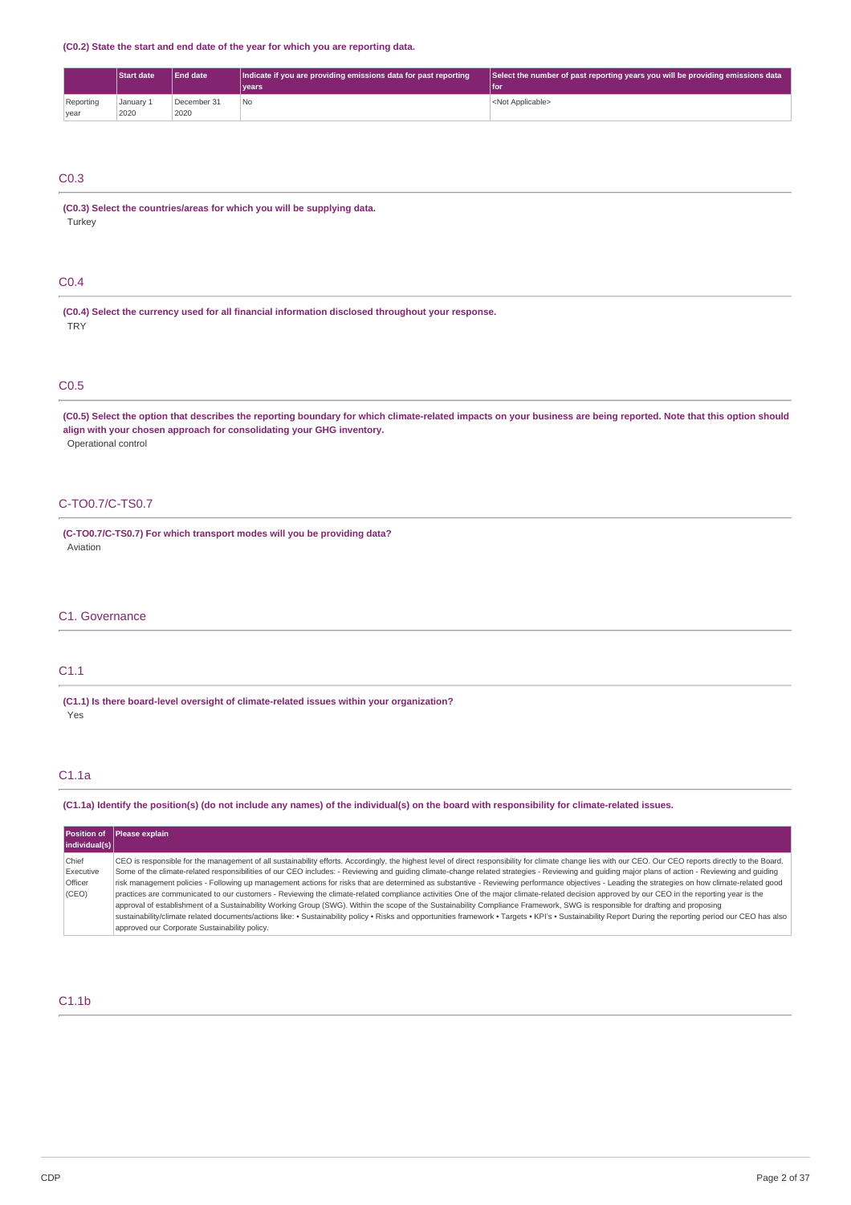**(C0.2) State the start and end date of the year for which you are reporting data.**

| | Start date | End date | Indicate if you are providing emissions data for past reporting years | Select the number of past reporting years you will be providing emissions data for |
|---|---|---|---|---|
| Reporting year | January 1 2020 | December 31 2020 | No | <Not Applicable> |

## C0.3

**(C0.3) Select the countries/areas for which you will be supplying data.**

Turkey

## C0.4

**(C0.4) Select the currency used for all financial information disclosed throughout your response.**

TRY

## C0.5

**(C0.5) Select the option that describes the reporting boundary for which climate-related impacts on your business are being reported. Note that this option should align with your chosen approach for consolidating your GHG inventory.**

Operational control

## C-TO0.7/C-TS0.7

**(C-TO0.7/C-TS0.7) For which transport modes will you be providing data?**

Aviation

## C1. Governance

## C1.1

**(C1.1) Is there board-level oversight of climate-related issues within your organization?**

Yes

## C1.1a

**(C1.1a) Identify the position(s) (do not include any names) of the individual(s) on the board with responsibility for climate-related issues.**

| Position of individual(s) | Please explain |
|---|---|
| Chief Executive Officer (CEO) | CEO is responsible for the management of all sustainability efforts. Accordingly, the highest level of direct responsibility for climate change lies with our CEO. Our CEO reports directly to the Board. Some of the climate-related responsibilities of our CEO includes: - Reviewing and guiding climate-change related strategies - Reviewing and guiding major plans of action - Reviewing and guiding risk management policies - Following up management actions for risks that are determined as substantive - Reviewing performance objectives - Leading the strategies on how climate-related good practices are communicated to our customers - Reviewing the climate-related compliance activities One of the major climate-related decision approved by our CEO in the reporting year is the approval of establishment of a Sustainability Working Group (SWG). Within the scope of the Sustainability Compliance Framework, SWG is responsible for drafting and proposing sustainability/climate related documents/actions like: • Sustainability policy • Risks and opportunities framework • Targets • KPI's • Sustainability Report During the reporting period our CEO has also approved our Corporate Sustainability policy. |

## C1.1b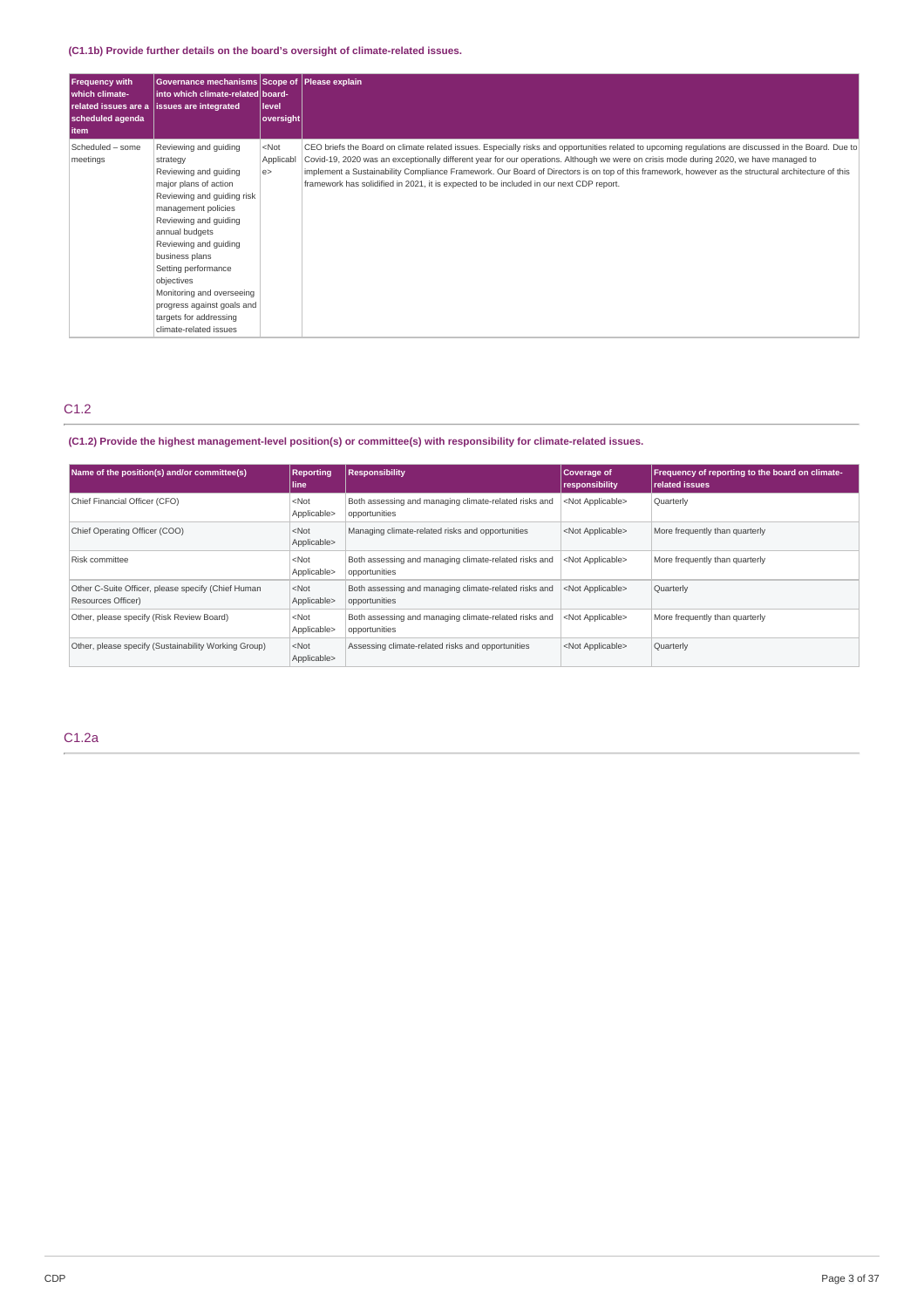**(C1.1b) Provide further details on the board's oversight of climate-related issues.**

| Frequency with which climate-related issues are a scheduled agenda item | Governance mechanisms into which climate-related issues are integrated | Scope of board-level oversight | Please explain |
|---|---|---|---|
| Scheduled – some meetings | Reviewing and guiding strategy<br>Reviewing and guiding major plans of action<br>Reviewing and guiding risk management policies<br>Reviewing and guiding annual budgets<br>Reviewing and guiding business plans<br>Setting performance objectives<br>Monitoring and overseeing progress against goals and targets for addressing climate-related issues | <Not Applicable> | CEO briefs the Board on climate related issues. Especially risks and opportunities related to upcoming regulations are discussed in the Board. Due to Covid-19, 2020 was an exceptionally different year for our operations. Although we were on crisis mode during 2020, we have managed to implement a Sustainability Compliance Framework. Our Board of Directors is on top of this framework, however as the structural architecture of this framework has solidified in 2021, it is expected to be included in our next CDP report. |

## C1.2

**(C1.2) Provide the highest management-level position(s) or committee(s) with responsibility for climate-related issues.**

| Name of the position(s) and/or committee(s) | Reporting line | Responsibility | Coverage of responsibility | Frequency of reporting to the board on climate-related issues |
|---|---|---|---|---|
| Chief Financial Officer (CFO) | <Not Applicable> | Both assessing and managing climate-related risks and opportunities | <Not Applicable> | Quarterly |
| Chief Operating Officer (COO) | <Not Applicable> | Managing climate-related risks and opportunities | <Not Applicable> | More frequently than quarterly |
| Risk committee | <Not Applicable> | Both assessing and managing climate-related risks and opportunities | <Not Applicable> | More frequently than quarterly |
| Other C-Suite Officer, please specify (Chief Human Resources Officer) | <Not Applicable> | Both assessing and managing climate-related risks and opportunities | <Not Applicable> | Quarterly |
| Other, please specify (Risk Review Board) | <Not Applicable> | Both assessing and managing climate-related risks and opportunities | <Not Applicable> | More frequently than quarterly |
| Other, please specify (Sustainability Working Group) | <Not Applicable> | Assessing climate-related risks and opportunities | <Not Applicable> | Quarterly |

## C1.2a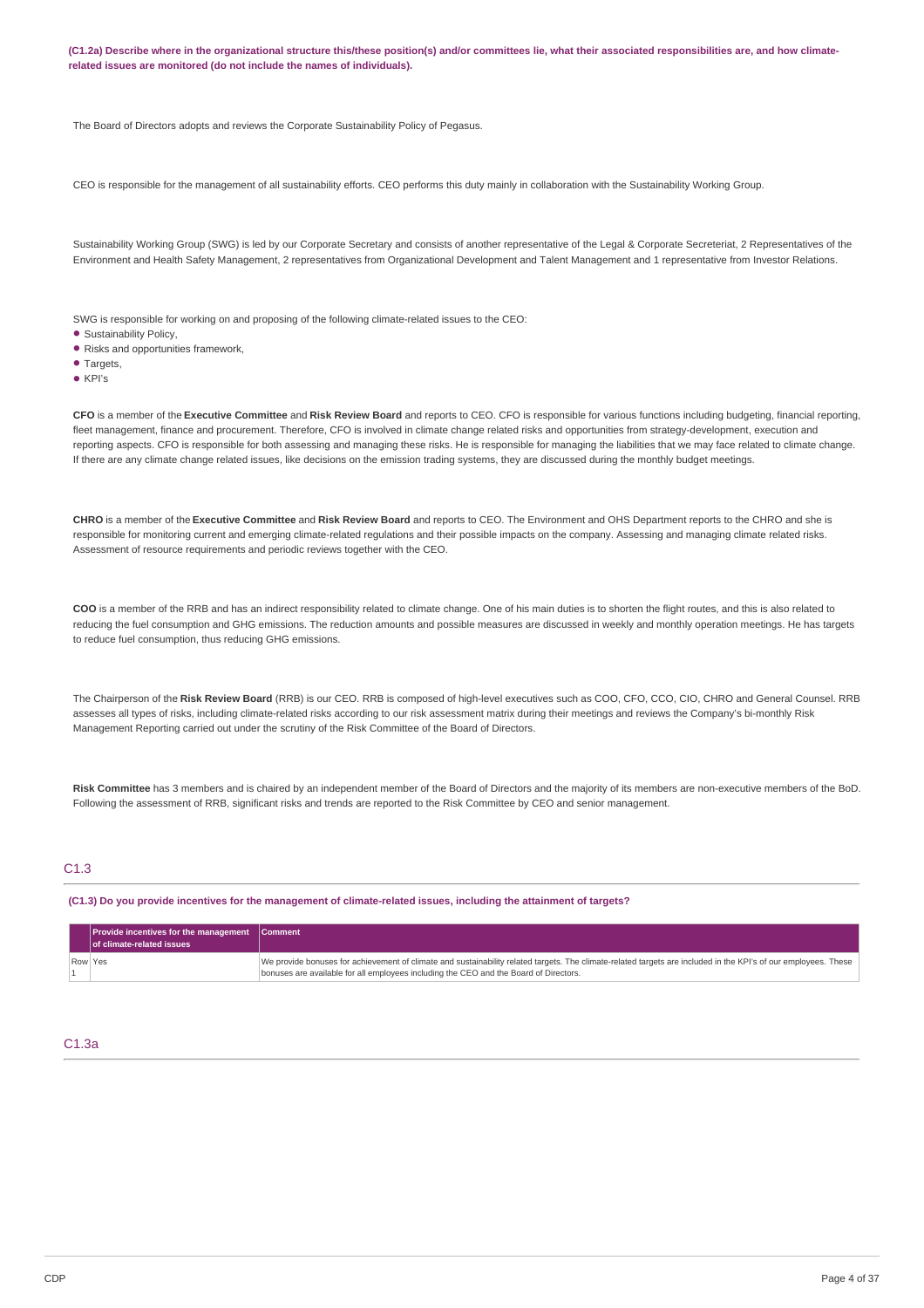**(C1.2a) Describe where in the organizational structure this/these position(s) and/or committees lie, what their associated responsibilities are, and how climate-related issues are monitored (do not include the names of individuals).**

The Board of Directors adopts and reviews the Corporate Sustainability Policy of Pegasus.

CEO is responsible for the management of all sustainability efforts. CEO performs this duty mainly in collaboration with the Sustainability Working Group.

Sustainability Working Group (SWG) is led by our Corporate Secretary and consists of another representative of the Legal & Corporate Secreteriat, 2 Representatives of the Environment and Health Safety Management, 2 representatives from Organizational Development and Talent Management and 1 representative from Investor Relations.

SWG is responsible for working on and proposing of the following climate-related issues to the CEO:

- Sustainability Policy,
- Risks and opportunities framework,
- Targets,
- KPI's

**CFO** is a member of the **Executive Committee** and **Risk Review Board** and reports to CEO. CFO is responsible for various functions including budgeting, financial reporting, fleet management, finance and procurement. Therefore, CFO is involved in climate change related risks and opportunities from strategy-development, execution and reporting aspects. CFO is responsible for both assessing and managing these risks. He is responsible for managing the liabilities that we may face related to climate change. If there are any climate change related issues, like decisions on the emission trading systems, they are discussed during the monthly budget meetings.

**CHRO** is a member of the **Executive Committee** and **Risk Review Board** and reports to CEO. The Environment and OHS Department reports to the CHRO and she is responsible for monitoring current and emerging climate-related regulations and their possible impacts on the company. Assessing and managing climate related risks. Assessment of resource requirements and periodic reviews together with the CEO.

**COO** is a member of the RRB and has an indirect responsibility related to climate change. One of his main duties is to shorten the flight routes, and this is also related to reducing the fuel consumption and GHG emissions. The reduction amounts and possible measures are discussed in weekly and monthly operation meetings. He has targets to reduce fuel consumption, thus reducing GHG emissions.

The Chairperson of the **Risk Review Board** (RRB) is our CEO. RRB is composed of high-level executives such as COO, CFO, CCO, CIO, CHRO and General Counsel. RRB assesses all types of risks, including climate-related risks according to our risk assessment matrix during their meetings and reviews the Company's bi-monthly Risk Management Reporting carried out under the scrutiny of the Risk Committee of the Board of Directors.

**Risk Committee** has 3 members and is chaired by an independent member of the Board of Directors and the majority of its members are non-executive members of the BoD. Following the assessment of RRB, significant risks and trends are reported to the Risk Committee by CEO and senior management.

## C1.3

**(C1.3) Do you provide incentives for the management of climate-related issues, including the attainment of targets?**

| | Provide incentives for the management of climate-related issues | Comment |
|---|---|---|
| Row 1 | Yes | We provide bonuses for achievement of climate and sustainability related targets. The climate-related targets are included in the KPI's of our employees. These bonuses are available for all employees including the CEO and the Board of Directors. |

## C1.3a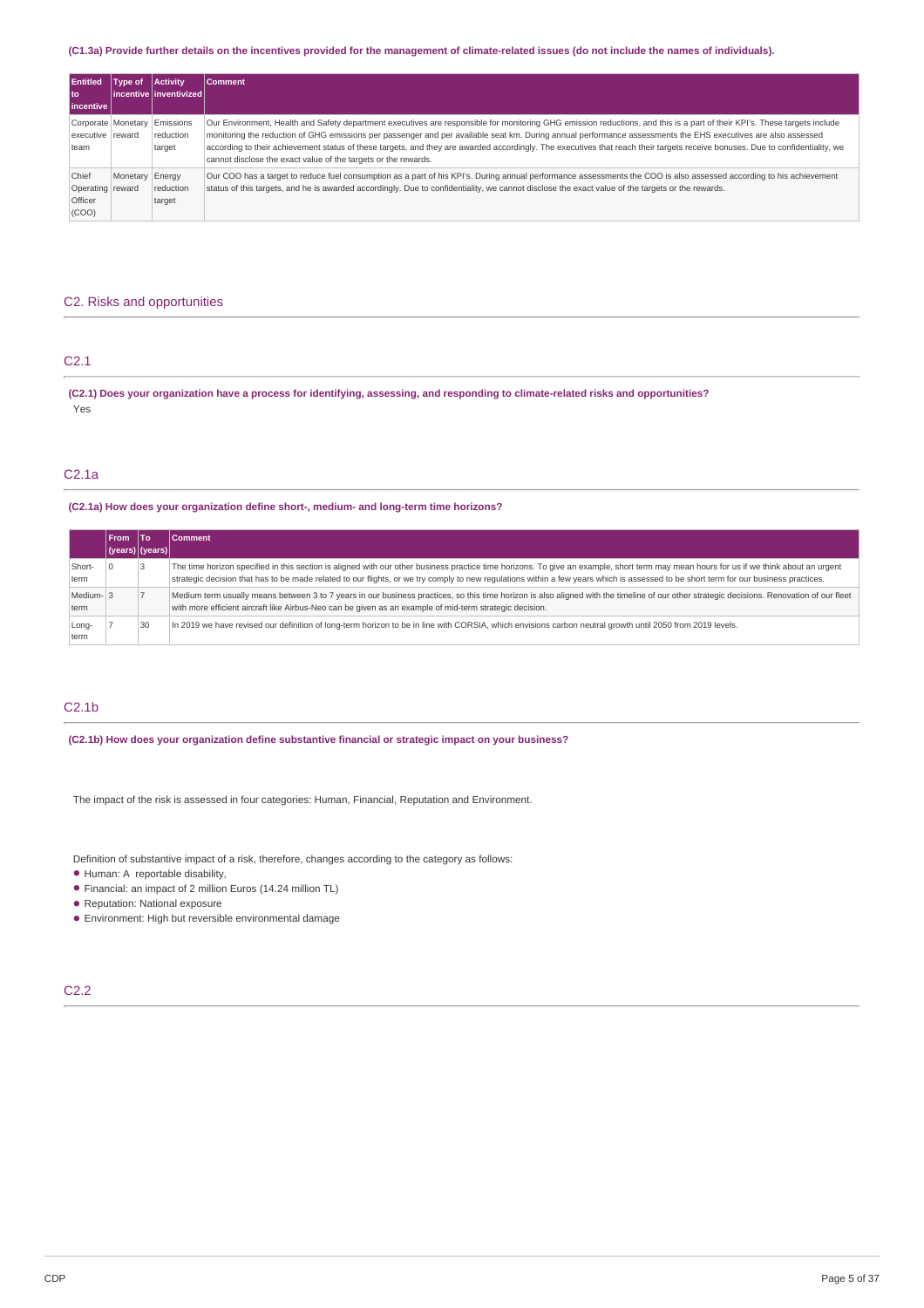**(C1.3a) Provide further details on the incentives provided for the management of climate-related issues (do not include the names of individuals).**

| Entitled to incentive | Type of incentive | Activity inventivized | Comment |
|---|---|---|---|
| Corporate executive team | Monetary reward | Emissions reduction target | Our Environment, Health and Safety department executives are responsible for monitoring GHG emission reductions, and this is a part of their KPI's. These targets include monitoring the reduction of GHG emissions per passenger and per available seat km. During annual performance assessments the EHS executives are also assessed according to their achievement status of these targets, and they are awarded accordingly. The executives that reach their targets receive bonuses. Due to confidentiality, we cannot disclose the exact value of the targets or the rewards. |
| Chief Operating Officer (COO) | Monetary reward | Energy reduction target | Our COO has a target to reduce fuel consumption as a part of his KPI's. During annual performance assessments the COO is also assessed according to his achievement status of this targets, and he is awarded accordingly. Due to confidentiality, we cannot disclose the exact value of the targets or the rewards. |

## C2. Risks and opportunities

### C2.1

**(C2.1) Does your organization have a process for identifying, assessing, and responding to climate-related risks and opportunities?**

Yes

### C2.1a

**(C2.1a) How does your organization define short-, medium- and long-term time horizons?**

| | From (years) | To (years) | Comment |
|---|---|---|---|
| Short-term | 0 | 3 | The time horizon specified in this section is aligned with our other business practice time horizons. To give an example, short term may mean hours for us if we think about an urgent strategic decision that has to be made related to our flights, or we try comply to new regulations within a few years which is assessed to be short term for our business practices. |
| Medium-term | 3 | 7 | Medium term usually means between 3 to 7 years in our business practices, so this time horizon is also aligned with the timeline of our other strategic decisions. Renovation of our fleet with more efficient aircraft like Airbus-Neo can be given as an example of mid-term strategic decision. |
| Long-term | 7 | 30 | In 2019 we have revised our definition of long-term horizon to be in line with CORSIA, which envisions carbon neutral growth until 2050 from 2019 levels. |

### C2.1b

**(C2.1b) How does your organization define substantive financial or strategic impact on your business?**

The impact of the risk is assessed in four categories: Human, Financial, Reputation and Environment.

Definition of substantive impact of a risk, therefore, changes according to the category as follows:

- Human: A reportable disability,
- Financial: an impact of 2 million Euros (14.24 million TL)
- Reputation: National exposure
- Environment: High but reversible environmental damage

### C2.2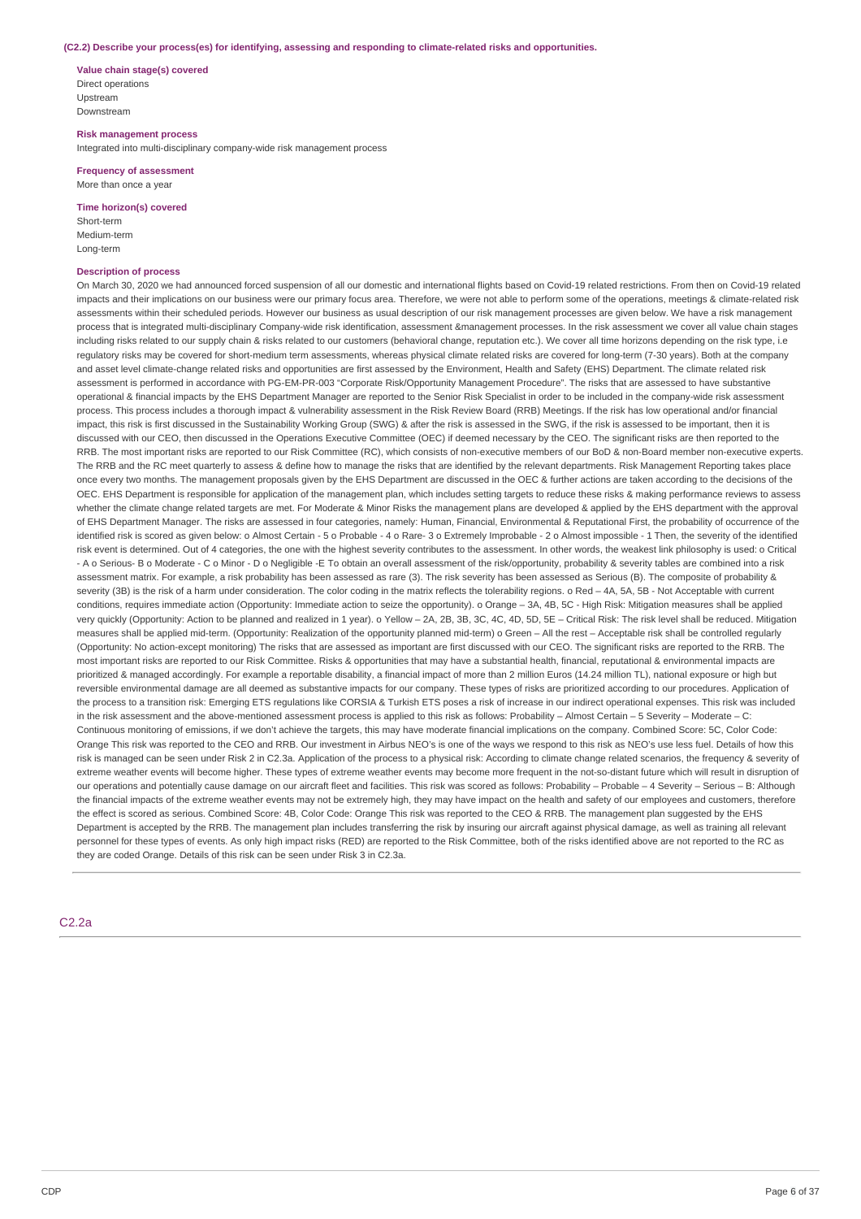**(C2.2) Describe your process(es) for identifying, assessing and responding to climate-related risks and opportunities.**

**Value chain stage(s) covered**
Direct operations
Upstream
Downstream

**Risk management process**
Integrated into multi-disciplinary company-wide risk management process

**Frequency of assessment**
More than once a year

**Time horizon(s) covered**
Short-term
Medium-term
Long-term

**Description of process**
On March 30, 2020 we had announced forced suspension of all our domestic and international flights based on Covid-19 related restrictions. From then on Covid-19 related impacts and their implications on our business were our primary focus area. Therefore, we were not able to perform some of the operations, meetings & climate-related risk assessments within their scheduled periods. However our business as usual description of our risk management processes are given below. We have a risk management process that is integrated multi-disciplinary Company-wide risk identification, assessment &management processes. In the risk assessment we cover all value chain stages including risks related to our supply chain & risks related to our customers (behavioral change, reputation etc.). We cover all time horizons depending on the risk type, i.e regulatory risks may be covered for short-medium term assessments, whereas physical climate related risks are covered for long-term (7-30 years). Both at the company and asset level climate-change related risks and opportunities are first assessed by the Environment, Health and Safety (EHS) Department. The climate related risk assessment is performed in accordance with PG-EM-PR-003 "Corporate Risk/Opportunity Management Procedure". The risks that are assessed to have substantive operational & financial impacts by the EHS Department Manager are reported to the Senior Risk Specialist in order to be included in the company-wide risk assessment process. This process includes a thorough impact & vulnerability assessment in the Risk Review Board (RRB) Meetings. If the risk has low operational and/or financial impact, this risk is first discussed in the Sustainability Working Group (SWG) & after the risk is assessed in the SWG, if the risk is assessed to be important, then it is discussed with our CEO, then discussed in the Operations Executive Committee (OEC) if deemed necessary by the CEO. The significant risks are then reported to the RRB. The most important risks are reported to our Risk Committee (RC), which consists of non-executive members of our BoD & non-Board member non-executive experts. The RRB and the RC meet quarterly to assess & define how to manage the risks that are identified by the relevant departments. Risk Management Reporting takes place once every two months. The management proposals given by the EHS Department are discussed in the OEC & further actions are taken according to the decisions of the OEC. EHS Department is responsible for application of the management plan, which includes setting targets to reduce these risks & making performance reviews to assess whether the climate change related targets are met. For Moderate & Minor Risks the management plans are developed & applied by the EHS department with the approval of EHS Department Manager. The risks are assessed in four categories, namely: Human, Financial, Environmental & Reputational First, the probability of occurrence of the identified risk is scored as given below: o Almost Certain - 5 o Probable - 4 o Rare- 3 o Extremely Improbable - 2 o Almost impossible - 1 Then, the severity of the identified risk event is determined. Out of 4 categories, the one with the highest severity contributes to the assessment. In other words, the weakest link philosophy is used: o Critical - A o Serious- B o Moderate - C o Minor - D o Negligible -E To obtain an overall assessment of the risk/opportunity, probability & severity tables are combined into a risk assessment matrix. For example, a risk probability has been assessed as rare (3). The risk severity has been assessed as Serious (B). The composite of probability & severity (3B) is the risk of a harm under consideration. The color coding in the matrix reflects the tolerability regions. o Red – 4A, 5A, 5B - Not Acceptable with current conditions, requires immediate action (Opportunity: Immediate action to seize the opportunity). o Orange – 3A, 4B, 5C - High Risk: Mitigation measures shall be applied very quickly (Opportunity: Action to be planned and realized in 1 year). o Yellow – 2A, 2B, 3B, 3C, 4C, 4D, 5D, 5E – Critical Risk: The risk level shall be reduced. Mitigation measures shall be applied mid-term. (Opportunity: Realization of the opportunity planned mid-term) o Green – All the rest – Acceptable risk shall be controlled regularly (Opportunity: No action-except monitoring) The risks that are assessed as important are first discussed with our CEO. The significant risks are reported to the RRB. The most important risks are reported to our Risk Committee. Risks & opportunities that may have a substantial health, financial, reputational & environmental impacts are prioritized & managed accordingly. For example a reportable disability, a financial impact of more than 2 million Euros (14.24 million TL), national exposure or high but reversible environmental damage are all deemed as substantive impacts for our company. These types of risks are prioritized according to our procedures. Application of the process to a transition risk: Emerging ETS regulations like CORSIA & Turkish ETS poses a risk of increase in our indirect operational expenses. This risk was included in the risk assessment and the above-mentioned assessment process is applied to this risk as follows: Probability – Almost Certain – 5 Severity – Moderate – C: Continuous monitoring of emissions, if we don't achieve the targets, this may have moderate financial implications on the company. Combined Score: 5C, Color Code: Orange This risk was reported to the CEO and RRB. Our investment in Airbus NEO's is one of the ways we respond to this risk as NEO's use less fuel. Details of how this risk is managed can be seen under Risk 2 in C2.3a. Application of the process to a physical risk: According to climate change related scenarios, the frequency & severity of extreme weather events will become higher. These types of extreme weather events may become more frequent in the not-so-distant future which will result in disruption of our operations and potentially cause damage on our aircraft fleet and facilities. This risk was scored as follows: Probability – Probable – 4 Severity – Serious – B: Although the financial impacts of the extreme weather events may not be extremely high, they may have impact on the health and safety of our employees and customers, therefore the effect is scored as serious. Combined Score: 4B, Color Code: Orange This risk was reported to the CEO & RRB. The management plan suggested by the EHS Department is accepted by the RRB. The management plan includes transferring the risk by insuring our aircraft against physical damage, as well as training all relevant personnel for these types of events. As only high impact risks (RED) are reported to the Risk Committee, both of the risks identified above are not reported to the RC as they are coded Orange. Details of this risk can be seen under Risk 3 in C2.3a.

## C2.2a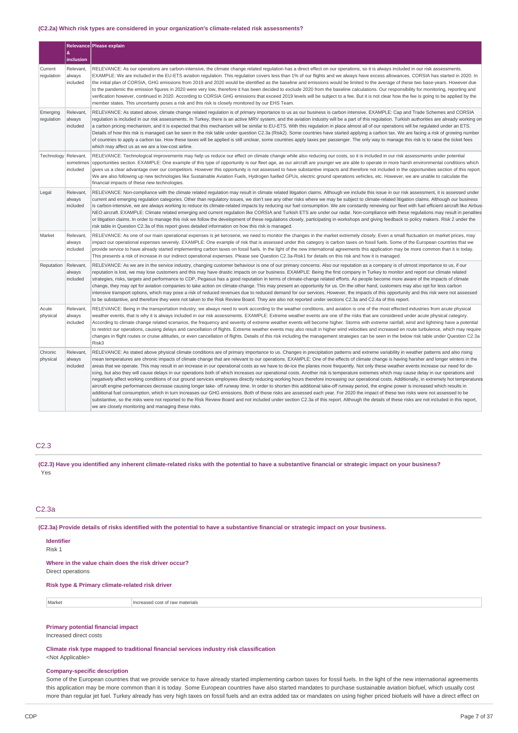(C2.2a) Which risk types are considered in your organization's climate-related risk assessments?

| | Relevance & inclusion | Please explain |
|---|---|---|
| Current regulation | Relevant, always included | RELEVANCE: As our operations are carbon-intensive, the climate change related regulation has a direct effect on our operations, so it is always included in our risk assessments. EXAMPLE: We are included in the EU-ETS aviation regulation. This regulation covers less than 1% of our flights and we always have excess allowances. CORSIA has started in 2020. In the initial plan of CORSIA, GHG emissions from 2019 and 2020 would be identified as the baseline and emissions would be limited to the average of these two base-years. However due to the pandemic the emission figures in 2020 were very low, therefore it has been decided to exclude 2020 from the baseline calculations. Our responsibility for monitoring, reporting and verification however, continued in 2020. According to CORSIA GHG emissions that exceed 2019 levels will be subject to a fee. But it is not clear how the fee is going to be applied by the member states. This uncertainty poses a risk and this risk is closely monitored by our EHS Team. |
| Emerging regulation | Relevant, always included | RELEVANCE: As stated above, climate change related regulation is of primary importance to us as our business is carbon intensive. EXAMPLE: Cap and Trade Schemes and CORSIA regulation is included in our risk assessments. In Turkey, there is an active MRV system, and the aviation industry will be a part of this regulation. Turkish authorities are already working on a carbon pricing mechanism, and it is expected that this mechanism will be similar to EU-ETS. With this regulation in place almost all of our operations will be regulated under an ETS. Details of how this risk is managed can be seen in the risk table under question C2.3a (Risk2). Some countries have started applying a carbon tax. We are facing a risk of growing number of countries to apply a carbon tax. How these taxes will be applied is still unclear, some countries apply taxes per passenger. The only way to manage this risk is to raise the ticket fees which may affect us as we are a low-cost airline. |
| Technology | Relevant, sometimes included | RELEVANCE: Technological improvements may help us reduce our effect on climate change while also reducing our costs, so it is included in our risk assessments under potential opportunities section. EXAMPLE: One example of this type of opportunity is our fleet age, as our aircraft are younger we are able to operate in more harsh environmental conditions which gives us a clear advantage over our competitors. However this opportunity is not assessed to have substantive impacts and therefore not included in the opportunities section of this report. We are also following up new technologies like Sustainable Aviation Fuels, Hydrogen fuelled GPUs, electric ground operations vehicles, etc. However, we are unable to calculate the financial impacts of these new technologies. |
| Legal | Relevant, always included | RELEVANCE: Non-compliance with the climate related regulation may result in climate related litigation claims. Although we include this issue in our risk assessment, it is assessed under current and emerging regulation categories. Other than regulatory issues, we don't see any other risks where we may be subject to climate-related litigation claims. Although our business is carbon-intensive, we are always working to reduce its climate-related impacts by reducing our fuel consumption. We are constantly renewing our fleet with fuel efficient aircraft like Airbus-NEO aircraft. EXAMPLE: Climate related emerging and current regulation like CORSIA and Turkish ETS are under our radar. Non-compliance with these regulations may result in penalties or litigation claims. In order to manage this risk we follow the development of these regulations closely, participating in workshops and giving feedback to policy makers. Risk 2 under the risk table in Question C2.3a of this report gives detailed information on how this risk is managed. |
| Market | Relevant, always included | RELEVANCE: As one of our main operational expenses is jet kerosene, we need to monitor the changes in the market extremely closely. Even a small fluctuation on market prices, may impact our operational expenses severely. EXAMPLE: One example of risk that is assessed under this category is carbon taxes on fossil fuels. Some of the European countries that we provide service to have already started implementing carbon taxes on fossil fuels. In the light of the new international agreements this application may be more common than it is today. This presents a risk of increase in our indirect operational expenses. Please see Question C2.3a-Risk1 for details on this risk and how it is managed. |
| Reputation | Relevant, always included | RELEVANCE: As we are in the service industry, changing customer behaviour is one of our primary concerns. Also our reputation as a company is of utmost importance to us, if our reputation is lost, we may lose customers and this may have drastic impacts on our business. EXAMPLE: Being the first company in Turkey to monitor and report our climate related strategies, risks, targets and performance to CDP, Pegasus has a good reputation in terms of climate-change related efforts. As people become more aware of the impacts of climate change, they may opt for aviation companies to take action on climate-change. This may present an opportunity for us. On the other hand, customers may also opt for less carbon intensive transport options, which may pose a risk of reduced revenues due to reduced demand for our services. However, the impacts of this opportunity and this risk were not assessed to be substantive, and therefore they were not taken to the Risk Review Board. They are also not reported under sections C2.3a and C2.4a of this report. |
| Acute physical | Relevant, always included | RELEVANCE: Being in the transportation industry, we always need to work according to the weather conditions, and aviation is one of the most effected industries from acute physical weather events, that is why it is always included in our risk assessments. EXAMPLE: Extreme weather events are one of the risks that are considered under acute physical category. According to climate change related scenarios, the frequency and severity of extreme weather events will become higher. Storms with extreme rainfall, wind and lightning have a potential to restrict our operations, causing delays and cancellation of flights. Extreme weather events may also result in higher wind velocities and increased en route turbulence, which may require changes in flight routes or cruise altitudes, or even cancellation of flights. Details of this risk including the management strategies can be seen in the below risk table under Question C2.3a Risk3 |
| Chronic physical | Relevant, always included | RELEVANCE: As stated above physical climate conditions are of primary importance to us. Changes in precipitation patterns and extreme variability in weather patterns and also rising mean temperatures are chronic impacts of climate change that are relevant to our operations. EXAMPLE: One of the effects of climate change is having harsher and longer winters in the areas that we operate. This may result in an increase in our operational costs as we have to de-ice the planes more frequently. Not only these weather events increase our need for de-icing, but also they will cause delays in our operations both of which increases our operational costs. Another risk is temperature extremes which may cause delay in our operations and negatively affect working conditions of our ground services employees directly reducing working hours therefore increasing our operational costs. Additionally, in extremely hot temperatures aircraft engine performances decrease causing longer take- off runway time. In order to shorten this additional take-off runway period, the engine power is increased which results in additional fuel consumption, which in turn increases our GHG emissions. Both of these risks are assessed each year. For 2020 the impact of these two risks were not assessed to be substantive, so the risks were not reported to the Risk Review Board and not included under section C2.3a of this report. Although the details of these risks are not included in this report, we are closely monitoring and managing these risks. |

## C2.3

**(C2.3) Have you identified any inherent climate-related risks with the potential to have a substantive financial or strategic impact on your business?**

Yes

## C2.3a

**(C2.3a) Provide details of risks identified with the potential to have a substantive financial or strategic impact on your business.**

**Identifier**

Risk 1

**Where in the value chain does the risk driver occur?**

Direct operations

**Risk type & Primary climate-related risk driver**

| Market | Increased cost of raw materials |
|---|---|

**Primary potential financial impact**

Increased direct costs

**Climate risk type mapped to traditional financial services industry risk classification**

<Not Applicable>

**Company-specific description**

Some of the European countries that we provide service to have already started implementing carbon taxes for fossil fuels. In the light of the new international agreements this application may be more common than it is today. Some European countries have also started mandates to purchase sustainable aviation biofuel, which usually cost more than regular jet fuel. Turkey already has very high taxes on fossil fuels and an extra added tax or mandates on using higher priced biofuels will have a direct effect on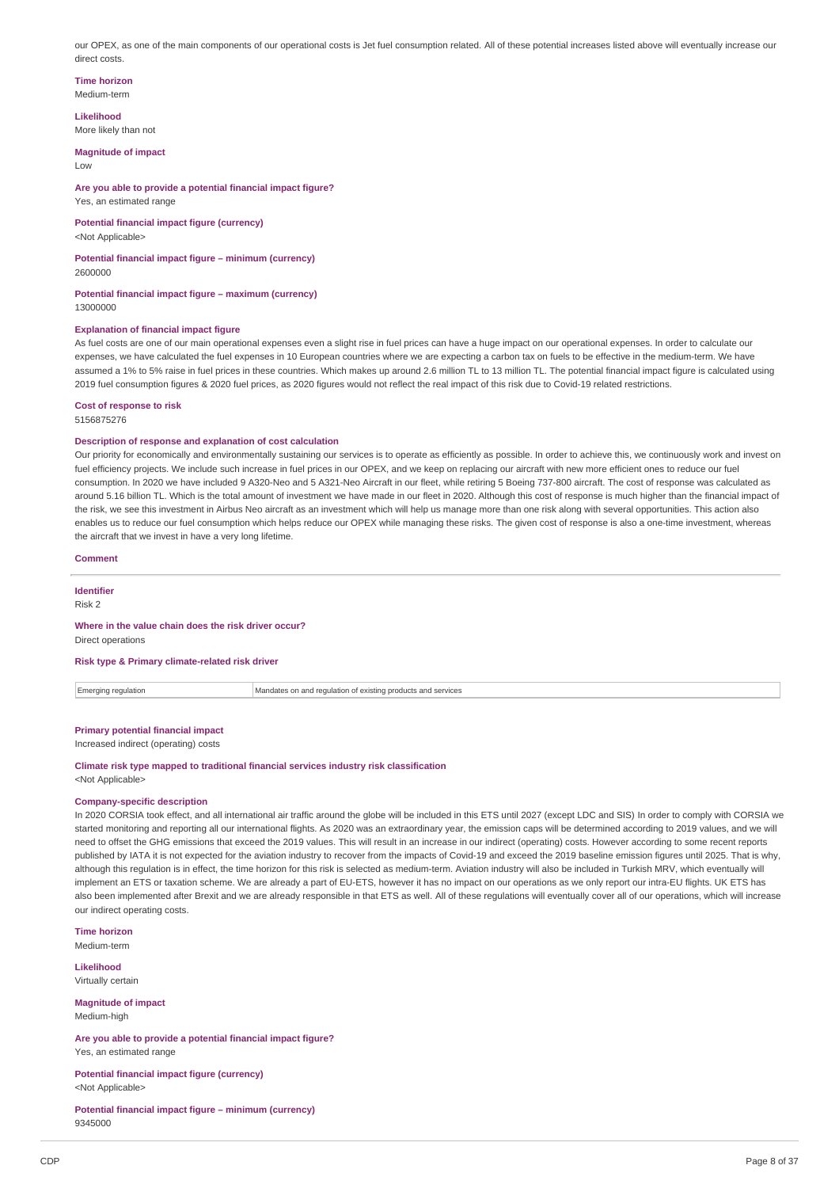our OPEX, as one of the main components of our operational costs is Jet fuel consumption related. All of these potential increases listed above will eventually increase our direct costs.

**Time horizon**
Medium-term

**Likelihood**
More likely than not

**Magnitude of impact**
Low

**Are you able to provide a potential financial impact figure?**
Yes, an estimated range

**Potential financial impact figure (currency)**
<Not Applicable>

**Potential financial impact figure – minimum (currency)**
2600000

**Potential financial impact figure – maximum (currency)**
13000000

**Explanation of financial impact figure**
As fuel costs are one of our main operational expenses even a slight rise in fuel prices can have a huge impact on our operational expenses. In order to calculate our expenses, we have calculated the fuel expenses in 10 European countries where we are expecting a carbon tax on fuels to be effective in the medium-term. We have assumed a 1% to 5% raise in fuel prices in these countries. Which makes up around 2.6 million TL to 13 million TL. The potential financial impact figure is calculated using 2019 fuel consumption figures & 2020 fuel prices, as 2020 figures would not reflect the real impact of this risk due to Covid-19 related restrictions.

**Cost of response to risk**
5156875276

**Description of response and explanation of cost calculation**
Our priority for economically and environmentally sustaining our services is to operate as efficiently as possible. In order to achieve this, we continuously work and invest on fuel efficiency projects. We include such increase in fuel prices in our OPEX, and we keep on replacing our aircraft with new more efficient ones to reduce our fuel consumption. In 2020 we have included 9 A320-Neo and 5 A321-Neo Aircraft in our fleet, while retiring 5 Boeing 737-800 aircraft. The cost of response was calculated as around 5.16 billion TL. Which is the total amount of investment we have made in our fleet in 2020. Although this cost of response is much higher than the financial impact of the risk, we see this investment in Airbus Neo aircraft as an investment which will help us manage more than one risk along with several opportunities. This action also enables us to reduce our fuel consumption which helps reduce our OPEX while managing these risks. The given cost of response is also a one-time investment, whereas the aircraft that we invest in have a very long lifetime.

**Comment**

---

**Identifier**
Risk 2

**Where in the value chain does the risk driver occur?**
Direct operations

**Risk type & Primary climate-related risk driver**

| Emerging regulation | Mandates on and regulation of existing products and services |
|---|---|

**Primary potential financial impact**
Increased indirect (operating) costs

**Climate risk type mapped to traditional financial services industry risk classification**
<Not Applicable>

**Company-specific description**
In 2020 CORSIA took effect, and all international air traffic around the globe will be included in this ETS until 2027 (except LDC and SIS) In order to comply with CORSIA we started monitoring and reporting all our international flights. As 2020 was an extraordinary year, the emission caps will be determined according to 2019 values, and we will need to offset the GHG emissions that exceed the 2019 values. This will result in an increase in our indirect (operating) costs. However according to some recent reports published by IATA it is not expected for the aviation industry to recover from the impacts of Covid-19 and exceed the 2019 baseline emission figures until 2025. That is why, although this regulation is in effect, the time horizon for this risk is selected as medium-term. Aviation industry will also be included in Turkish MRV, which eventually will implement an ETS or taxation scheme. We are already a part of EU-ETS, however it has no impact on our operations as we only report our intra-EU flights. UK ETS has also been implemented after Brexit and we are already responsible in that ETS as well. All of these regulations will eventually cover all of our operations, which will increase our indirect operating costs.

**Time horizon**
Medium-term

**Likelihood**
Virtually certain

**Magnitude of impact**
Medium-high

**Are you able to provide a potential financial impact figure?**
Yes, an estimated range

**Potential financial impact figure (currency)**
<Not Applicable>

**Potential financial impact figure – minimum (currency)**
9345000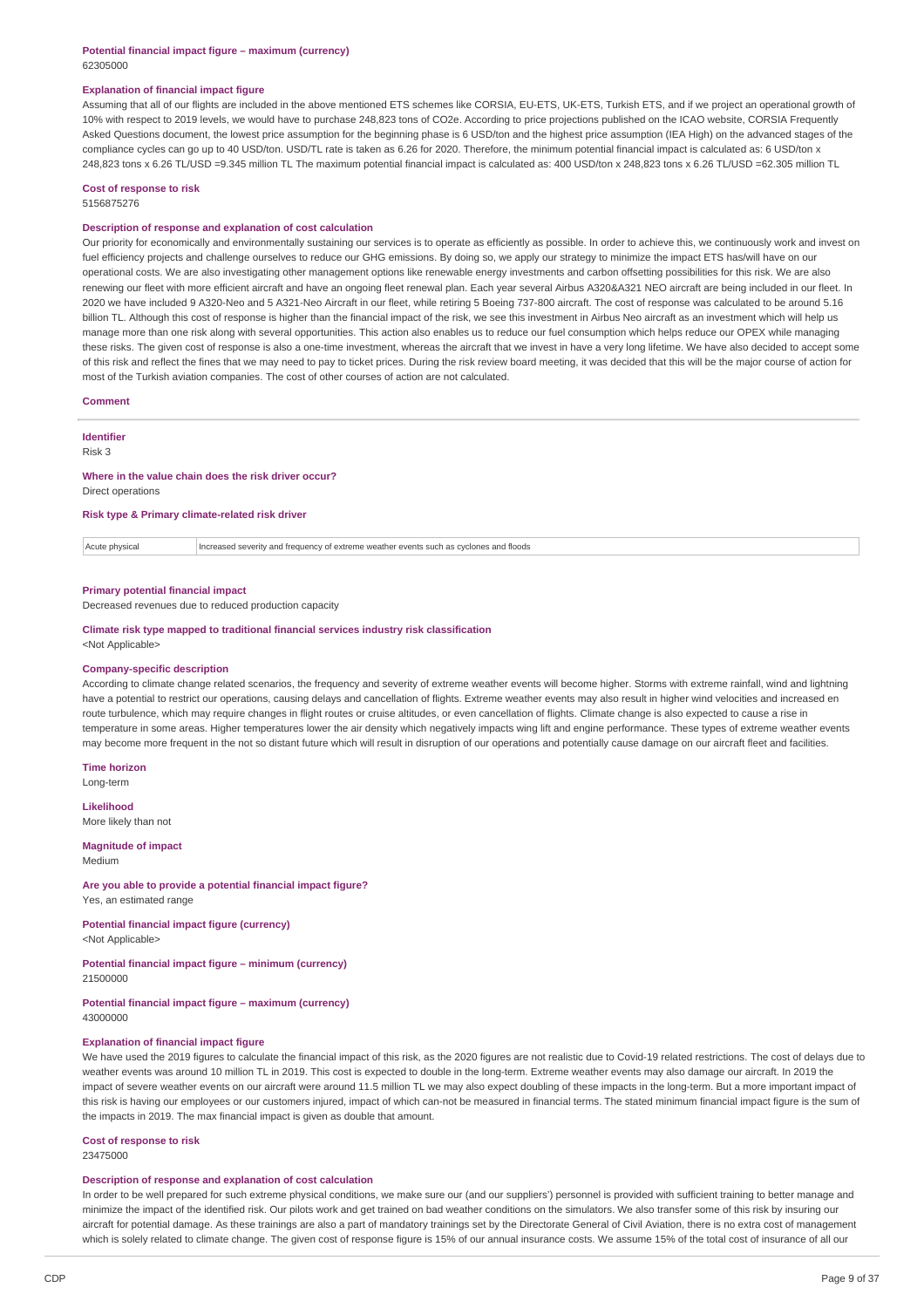**Potential financial impact figure – maximum (currency)**
62305000

**Explanation of financial impact figure**
Assuming that all of our flights are included in the above mentioned ETS schemes like CORSIA, EU-ETS, UK-ETS, Turkish ETS, and if we project an operational growth of 10% with respect to 2019 levels, we would have to purchase 248,823 tons of CO2e. According to price projections published on the ICAO website, CORSIA Frequently Asked Questions document, the lowest price assumption for the beginning phase is 6 USD/ton and the highest price assumption (IEA High) on the advanced stages of the compliance cycles can go up to 40 USD/ton. USD/TL rate is taken as 6.26 for 2020. Therefore, the minimum potential financial impact is calculated as: 6 USD/ton x 248,823 tons x 6.26 TL/USD =9.345 million TL The maximum potential financial impact is calculated as: 400 USD/ton x 248,823 tons x 6.26 TL/USD =62.305 million TL

**Cost of response to risk**
5156875276

**Description of response and explanation of cost calculation**
Our priority for economically and environmentally sustaining our services is to operate as efficiently as possible. In order to achieve this, we continuously work and invest on fuel efficiency projects and challenge ourselves to reduce our GHG emissions. By doing so, we apply our strategy to minimize the impact ETS has/will have on our operational costs. We are also investigating other management options like renewable energy investments and carbon offsetting possibilities for this risk. We are also renewing our fleet with more efficient aircraft and have an ongoing fleet renewal plan. Each year several Airbus A320&A321 NEO aircraft are being included in our fleet. In 2020 we have included 9 A320-Neo and 5 A321-Neo Aircraft in our fleet, while retiring 5 Boeing 737-800 aircraft. The cost of response was calculated to be around 5.16 billion TL. Although this cost of response is higher than the financial impact of the risk, we see this investment in Airbus Neo aircraft as an investment which will help us manage more than one risk along with several opportunities. This action also enables us to reduce our fuel consumption which helps reduce our OPEX while managing these risks. The given cost of response is also a one-time investment, whereas the aircraft that we invest in have a very long lifetime. We have also decided to accept some of this risk and reflect the fines that we may need to pay to ticket prices. During the risk review board meeting, it was decided that this will be the major course of action for most of the Turkish aviation companies. The cost of other courses of action are not calculated.

**Comment**

---

**Identifier**
Risk 3

**Where in the value chain does the risk driver occur?**
Direct operations

**Risk type & Primary climate-related risk driver**

| Acute physical | Increased severity and frequency of extreme weather events such as cyclones and floods |
|---|---|

**Primary potential financial impact**
Decreased revenues due to reduced production capacity

**Climate risk type mapped to traditional financial services industry risk classification**
<Not Applicable>

**Company-specific description**
According to climate change related scenarios, the frequency and severity of extreme weather events will become higher. Storms with extreme rainfall, wind and lightning have a potential to restrict our operations, causing delays and cancellation of flights. Extreme weather events may also result in higher wind velocities and increased en route turbulence, which may require changes in flight routes or cruise altitudes, or even cancellation of flights. Climate change is also expected to cause a rise in temperature in some areas. Higher temperatures lower the air density which negatively impacts wing lift and engine performance. These types of extreme weather events may become more frequent in the not so distant future which will result in disruption of our operations and potentially cause damage on our aircraft fleet and facilities.

**Time horizon**
Long-term

**Likelihood**
More likely than not

**Magnitude of impact**
Medium

**Are you able to provide a potential financial impact figure?**
Yes, an estimated range

**Potential financial impact figure (currency)**
<Not Applicable>

**Potential financial impact figure – minimum (currency)**
21500000

**Potential financial impact figure – maximum (currency)**
43000000

**Explanation of financial impact figure**
We have used the 2019 figures to calculate the financial impact of this risk, as the 2020 figures are not realistic due to Covid-19 related restrictions. The cost of delays due to weather events was around 10 million TL in 2019. This cost is expected to double in the long-term. Extreme weather events may also damage our aircraft. In 2019 the impact of severe weather events on our aircraft were around 11.5 million TL we may also expect doubling of these impacts in the long-term. But a more important impact of this risk is having our employees or our customers injured, impact of which can-not be measured in financial terms. The stated minimum financial impact figure is the sum of the impacts in 2019. The max financial impact is given as double that amount.

**Cost of response to risk**
23475000

**Description of response and explanation of cost calculation**
In order to be well prepared for such extreme physical conditions, we make sure our (and our suppliers') personnel is provided with sufficient training to better manage and minimize the impact of the identified risk. Our pilots work and get trained on bad weather conditions on the simulators. We also transfer some of this risk by insuring our aircraft for potential damage. As these trainings are also a part of mandatory trainings set by the Directorate General of Civil Aviation, there is no extra cost of management which is solely related to climate change. The given cost of response figure is 15% of our annual insurance costs. We assume 15% of the total cost of insurance of all our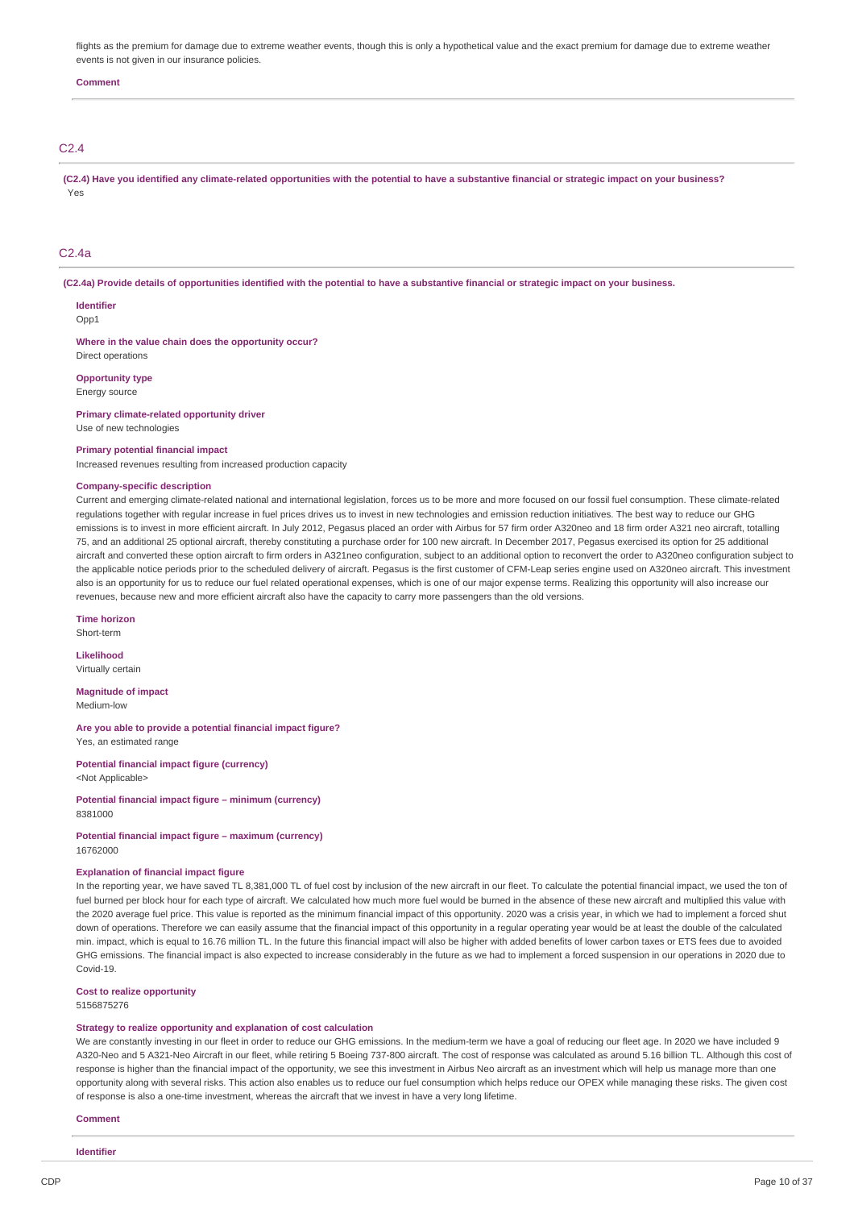flights as the premium for damage due to extreme weather events, though this is only a hypothetical value and the exact premium for damage due to extreme weather events is not given in our insurance policies.

**Comment**

## C2.4

**(C2.4) Have you identified any climate-related opportunities with the potential to have a substantive financial or strategic impact on your business?**

Yes

## C2.4a

**(C2.4a) Provide details of opportunities identified with the potential to have a substantive financial or strategic impact on your business.**

**Identifier**

Opp1

**Where in the value chain does the opportunity occur?**

Direct operations

**Opportunity type**

Energy source

**Primary climate-related opportunity driver**

Use of new technologies

**Primary potential financial impact**

Increased revenues resulting from increased production capacity

**Company-specific description**

Current and emerging climate-related national and international legislation, forces us to be more and more focused on our fossil fuel consumption. These climate-related regulations together with regular increase in fuel prices drives us to invest in new technologies and emission reduction initiatives. The best way to reduce our GHG emissions is to invest in more efficient aircraft. In July 2012, Pegasus placed an order with Airbus for 57 firm order A320neo and 18 firm order A321 neo aircraft, totalling 75, and an additional 25 optional aircraft, thereby constituting a purchase order for 100 new aircraft. In December 2017, Pegasus exercised its option for 25 additional aircraft and converted these option aircraft to firm orders in A321neo configuration, subject to an additional option to reconvert the order to A320neo configuration subject to the applicable notice periods prior to the scheduled delivery of aircraft. Pegasus is the first customer of CFM-Leap series engine used on A320neo aircraft. This investment also is an opportunity for us to reduce our fuel related operational expenses, which is one of our major expense terms. Realizing this opportunity will also increase our revenues, because new and more efficient aircraft also have the capacity to carry more passengers than the old versions.

**Time horizon**

Short-term

**Likelihood**

Virtually certain

**Magnitude of impact**

Medium-low

**Are you able to provide a potential financial impact figure?**

Yes, an estimated range

**Potential financial impact figure (currency)**

<Not Applicable>

**Potential financial impact figure – minimum (currency)**

8381000

**Potential financial impact figure – maximum (currency)**

16762000

**Explanation of financial impact figure**

In the reporting year, we have saved TL 8,381,000 TL of fuel cost by inclusion of the new aircraft in our fleet. To calculate the potential financial impact, we used the ton of fuel burned per block hour for each type of aircraft. We calculated how much more fuel would be burned in the absence of these new aircraft and multiplied this value with the 2020 average fuel price. This value is reported as the minimum financial impact of this opportunity. 2020 was a crisis year, in which we had to implement a forced shut down of operations. Therefore we can easily assume that the financial impact of this opportunity in a regular operating year would be at least the double of the calculated min. impact, which is equal to 16.76 million TL. In the future this financial impact will also be higher with added benefits of lower carbon taxes or ETS fees due to avoided GHG emissions. The financial impact is also expected to increase considerably in the future as we had to implement a forced suspension in our operations in 2020 due to Covid-19.

**Cost to realize opportunity**

5156875276

**Strategy to realize opportunity and explanation of cost calculation**

We are constantly investing in our fleet in order to reduce our GHG emissions. In the medium-term we have a goal of reducing our fleet age. In 2020 we have included 9 A320-Neo and 5 A321-Neo Aircraft in our fleet, while retiring 5 Boeing 737-800 aircraft. The cost of response was calculated as around 5.16 billion TL. Although this cost of response is higher than the financial impact of the opportunity, we see this investment in Airbus Neo aircraft as an investment which will help us manage more than one opportunity along with several risks. This action also enables us to reduce our fuel consumption which helps reduce our OPEX while managing these risks. The given cost of response is also a one-time investment, whereas the aircraft that we invest in have a very long lifetime.

**Comment**

**Identifier**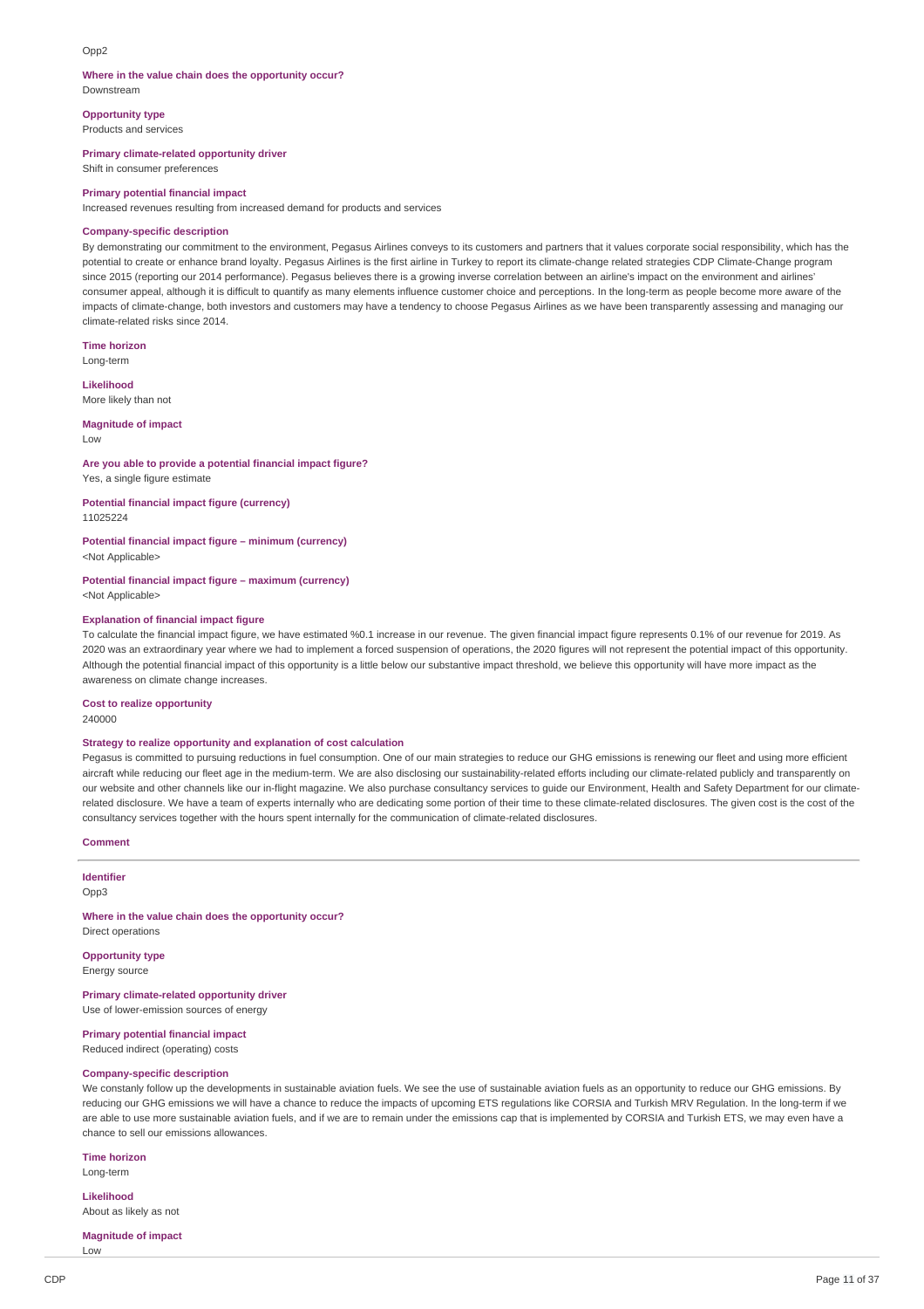Opp2

**Where in the value chain does the opportunity occur?**
Downstream

**Opportunity type**
Products and services

**Primary climate-related opportunity driver**
Shift in consumer preferences

**Primary potential financial impact**
Increased revenues resulting from increased demand for products and services

**Company-specific description**
By demonstrating our commitment to the environment, Pegasus Airlines conveys to its customers and partners that it values corporate social responsibility, which has the potential to create or enhance brand loyalty. Pegasus Airlines is the first airline in Turkey to report its climate-change related strategies CDP Climate-Change program since 2015 (reporting our 2014 performance). Pegasus believes there is a growing inverse correlation between an airline's impact on the environment and airlines' consumer appeal, although it is difficult to quantify as many elements influence customer choice and perceptions. In the long-term as people become more aware of the impacts of climate-change, both investors and customers may have a tendency to choose Pegasus Airlines as we have been transparently assessing and managing our climate-related risks since 2014.

**Time horizon**
Long-term

**Likelihood**
More likely than not

**Magnitude of impact**
Low

**Are you able to provide a potential financial impact figure?**
Yes, a single figure estimate

**Potential financial impact figure (currency)**
11025224

**Potential financial impact figure – minimum (currency)**
<Not Applicable>

**Potential financial impact figure – maximum (currency)**
<Not Applicable>

**Explanation of financial impact figure**
To calculate the financial impact figure, we have estimated %0.1 increase in our revenue. The given financial impact figure represents 0.1% of our revenue for 2019. As 2020 was an extraordinary year where we had to implement a forced suspension of operations, the 2020 figures will not represent the potential impact of this opportunity. Although the potential financial impact of this opportunity is a little below our substantive impact threshold, we believe this opportunity will have more impact as the awareness on climate change increases.

**Cost to realize opportunity**
240000

**Strategy to realize opportunity and explanation of cost calculation**
Pegasus is committed to pursuing reductions in fuel consumption. One of our main strategies to reduce our GHG emissions is renewing our fleet and using more efficient aircraft while reducing our fleet age in the medium-term. We are also disclosing our sustainability-related efforts including our climate-related publicly and transparently on our website and other channels like our in-flight magazine. We also purchase consultancy services to guide our Environment, Health and Safety Department for our climate-related disclosure. We have a team of experts internally who are dedicating some portion of their time to these climate-related disclosures. The given cost is the cost of the consultancy services together with the hours spent internally for the communication of climate-related disclosures.

**Comment**

---

**Identifier**
Opp3

**Where in the value chain does the opportunity occur?**
Direct operations

**Opportunity type**
Energy source

**Primary climate-related opportunity driver**
Use of lower-emission sources of energy

**Primary potential financial impact**
Reduced indirect (operating) costs

**Company-specific description**
We constanly follow up the developments in sustainable aviation fuels. We see the use of sustainable aviation fuels as an opportunity to reduce our GHG emissions. By reducing our GHG emissions we will have a chance to reduce the impacts of upcoming ETS regulations like CORSIA and Turkish MRV Regulation. In the long-term if we are able to use more sustainable aviation fuels, and if we are to remain under the emissions cap that is implemented by CORSIA and Turkish ETS, we may even have a chance to sell our emissions allowances.

**Time horizon**
Long-term

**Likelihood**
About as likely as not

**Magnitude of impact**
Low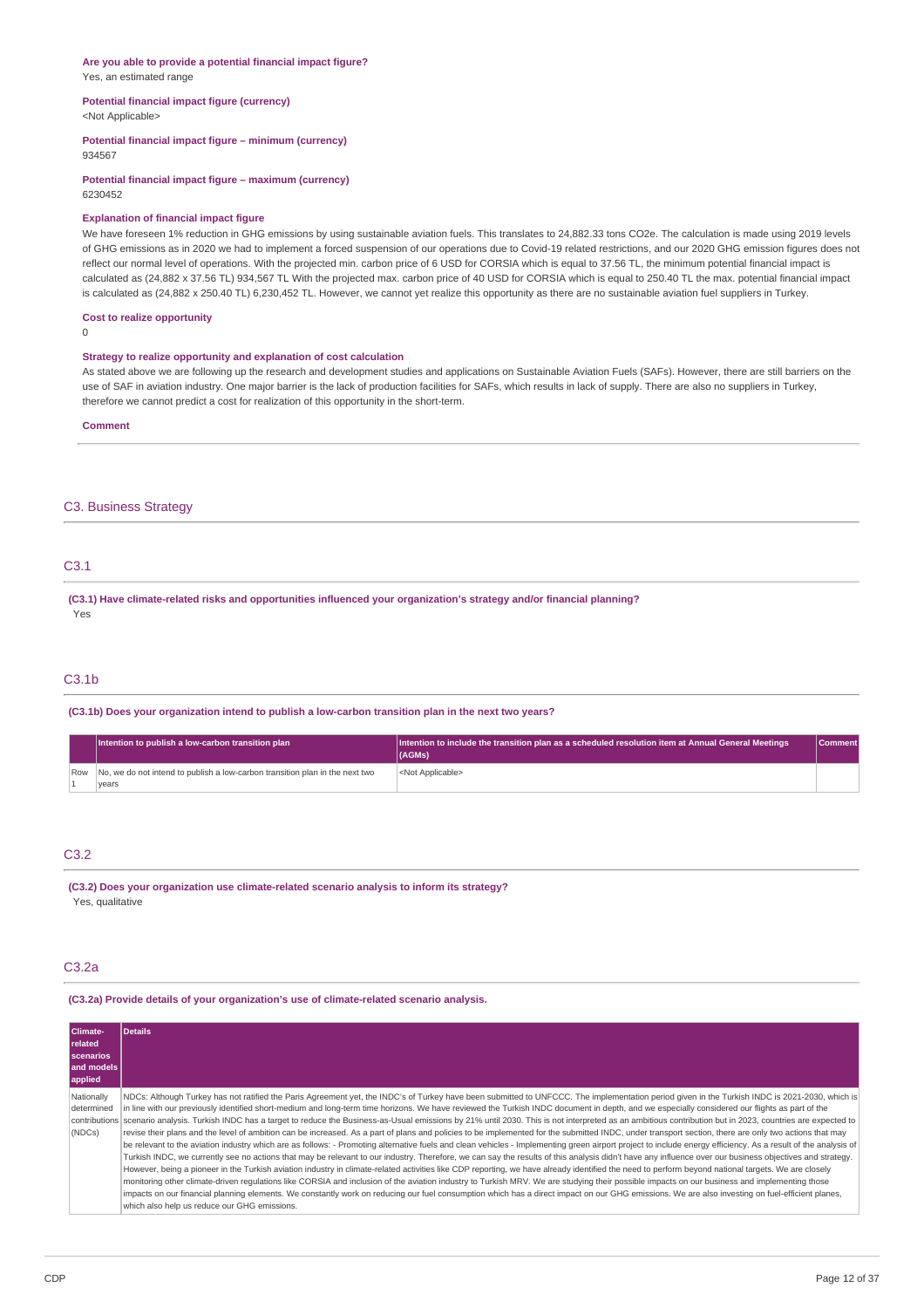**Are you able to provide a potential financial impact figure?**
Yes, an estimated range

**Potential financial impact figure (currency)**
<Not Applicable>

**Potential financial impact figure – minimum (currency)**
934567

**Potential financial impact figure – maximum (currency)**
6230452

**Explanation of financial impact figure**
We have foreseen 1% reduction in GHG emissions by using sustainable aviation fuels. This translates to 24,882.33 tons CO2e. The calculation is made using 2019 levels of GHG emissions as in 2020 we had to implement a forced suspension of our operations due to Covid-19 related restrictions, and our 2020 GHG emission figures does not reflect our normal level of operations. With the projected min. carbon price of 6 USD for CORSIA which is equal to 37.56 TL, the minimum potential financial impact is calculated as (24,882 x 37.56 TL) 934,567 TL With the projected max. carbon price of 40 USD for CORSIA which is equal to 250.40 TL the max. potential financial impact is calculated as (24,882 x 250.40 TL) 6,230,452 TL. However, we cannot yet realize this opportunity as there are no sustainable aviation fuel suppliers in Turkey.

**Cost to realize opportunity**
0

**Strategy to realize opportunity and explanation of cost calculation**
As stated above we are following up the research and development studies and applications on Sustainable Aviation Fuels (SAFs). However, there are still barriers on the use of SAF in aviation industry. One major barrier is the lack of production facilities for SAFs, which results in lack of supply. There are also no suppliers in Turkey, therefore we cannot predict a cost for realization of this opportunity in the short-term.

**Comment**

## C3. Business Strategy

### C3.1

**(C3.1) Have climate-related risks and opportunities influenced your organization's strategy and/or financial planning?**
Yes

### C3.1b

**(C3.1b) Does your organization intend to publish a low-carbon transition plan in the next two years?**

| | Intention to publish a low-carbon transition plan | Intention to include the transition plan as a scheduled resolution item at Annual General Meetings (AGMs) | Comment |
|---|---|---|---|
| Row 1 | No, we do not intend to publish a low-carbon transition plan in the next two years | <Not Applicable> | |

### C3.2

**(C3.2) Does your organization use climate-related scenario analysis to inform its strategy?**
Yes, qualitative

### C3.2a

**(C3.2a) Provide details of your organization's use of climate-related scenario analysis.**

| Climate-related scenarios and models applied | Details |
|---|---|
| Nationally determined contributions (NDCs) | NDCs: Although Turkey has not ratified the Paris Agreement yet, the INDC's of Turkey have been submitted to UNFCCC. The implementation period given in the Turkish INDC is 2021-2030, which is in line with our previously identified short-medium and long-term time horizons. We have reviewed the Turkish INDC document in depth, and we especially considered our flights as part of the scenario analysis. Turkish INDC has a target to reduce the Business-as-Usual emissions by 21% until 2030. This is not interpreted as an ambitious contribution but in 2023, countries are expected to revise their plans and the level of ambition can be increased. As a part of plans and policies to be implemented for the submitted INDC, under transport section, there are only two actions that may be relevant to the aviation industry which are as follows: - Promoting alternative fuels and clean vehicles - Implementing green airport project to include energy efficiency. As a result of the analysis of Turkish INDC, we currently see no actions that may be relevant to our industry. Therefore, we can say the results of this analysis didn't have any influence over our business objectives and strategy. However, being a pioneer in the Turkish aviation industry in climate-related activities like CDP reporting, we have already identified the need to perform beyond national targets. We are closely monitoring other climate-driven regulations like CORSIA and inclusion of the aviation industry to Turkish MRV. We are studying their possible impacts on our business and implementing those impacts on our financial planning elements. We constantly work on reducing our fuel consumption which has a direct impact on our GHG emissions. We are also investing on fuel-efficient planes, which also help us reduce our GHG emissions. |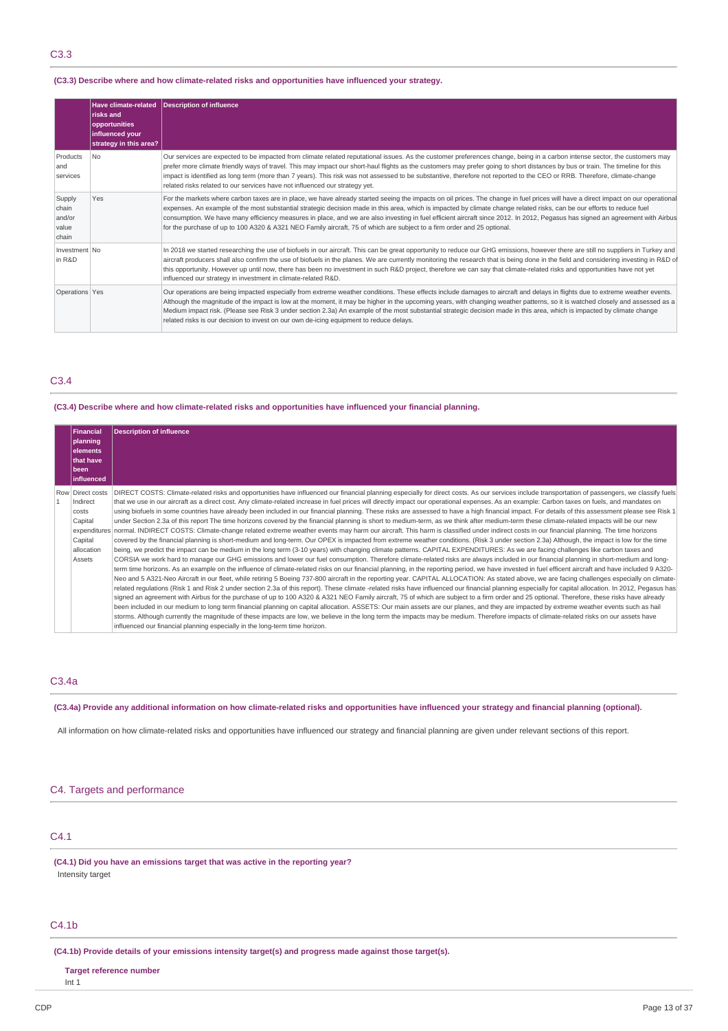## C3.3

**(C3.3) Describe where and how climate-related risks and opportunities have influenced your strategy.**

| | Have climate-related risks and opportunities influenced your strategy in this area? | Description of influence |
|---|---|---|
| Products and services | No | Our services are expected to be impacted from climate related reputational issues. As the customer preferences change, being in a carbon intense sector, the customers may prefer more climate friendly ways of travel. This may impact our short-haul flights as the customers may prefer going to short distances by bus or train. The timeline for this impact is identified as long term (more than 7 years). This risk was not assessed to be substantive, therefore not reported to the CEO or RRB. Therefore, climate-change related risks related to our services have not influenced our strategy yet. |
| Supply chain and/or value chain | Yes | For the markets where carbon taxes are in place, we have already started seeing the impacts on oil prices. The change in fuel prices will have a direct impact on our operational expenses. An example of the most substantial strategic decision made in this area, which is impacted by climate change related risks, can be our efforts to reduce fuel consumption. We have many efficiency measures in place, and we are also investing in fuel efficient aircraft since 2012. In 2012, Pegasus has signed an agreement with Airbus for the purchase of up to 100 A320 & A321 NEO Family aircraft, 75 of which are subject to a firm order and 25 optional. |
| Investment in R&D | No | In 2018 we started researching the use of biofuels in our aircraft. This can be great opportunity to reduce our GHG emissions, however there are still no suppliers in Turkey and aircraft producers shall also confirm the use of biofuels in the planes. We are currently monitoring the research that is being done in the field and considering investing in R&D of this opportunity. However up until now, there has been no investment in such R&D project, therefore we can say that climate-related risks and opportunities have not yet influenced our strategy in investment in climate-related R&D. |
| Operations | Yes | Our operations are being impacted especially from extreme weather conditions. These effects include damages to aircraft and delays in flights due to extreme weather events. Although the magnitude of the impact is low at the moment, it may be higher in the upcoming years, with changing weather patterns, so it is watched closely and assessed as a Medium impact risk. (Please see Risk 3 under section 2.3a) An example of the most substantial strategic decision made in this area, which is impacted by climate change related risks is our decision to invest on our own de-icing equipment to reduce delays. |

## C3.4

**(C3.4) Describe where and how climate-related risks and opportunities have influenced your financial planning.**

| | Financial planning elements that have been influenced | Description of influence |
|---|---|---|
| Row 1 | Direct costs<br>Indirect costs<br>Capital expenditures<br>Capital allocation<br>Assets | DIRECT COSTS: Climate-related risks and opportunities have influenced our financial planning especially for direct costs. As our services include transportation of passengers, we classify fuels that we use in our aircraft as a direct cost. Any climate-related increase in fuel prices will directly impact our operational expenses. As an example: Carbon taxes on fuels, and mandates on using biofuels in some countries have already been included in our financial planning. These risks are assessed to have a high financial impact. For details of this assessment please see Risk 1 under Section 2.3a of this report The time horizons covered by the financial planning is short to medium-term, as we think after medium-term these climate-related impacts will be our new normal. INDIRECT COSTS: Climate-change related extreme weather events may harm our aircraft. This harm is classified under indirect costs in our financial planning. The time horizons covered by the financial planning is short-medium and long-term. Our OPEX is impacted from extreme weather conditions. (Risk 3 under section 2.3a) Although, the impact is low for the time being, we predict the impact can be medium in the long term (3-10 years) with changing climate patterns. CAPITAL EXPENDITURES: As we are facing challenges like carbon taxes and CORSIA we work hard to manage our GHG emissions and lower our fuel consumption. Therefore climate-related risks are always included in our financial planning in short-medium and long-term time horizons. As an example on the influence of climate-related risks on our financial planning, in the reporting period, we have invested in fuel efficent aircraft and have included 9 A320-Neo and 5 A321-Neo Aircraft in our fleet, while retiring 5 Boeing 737-800 aircraft in the reporting year. CAPITAL ALLOCATION: As stated above, we are facing challenges especially on climate-related regulations (Risk 1 and Risk 2 under section 2.3a of this report). These climate -related risks have influenced our financial planning especially for capital allocation. In 2012, Pegasus has signed an agreement with Airbus for the purchase of up to 100 A320 & A321 NEO Family aircraft, 75 of which are subject to a firm order and 25 optional. Therefore, these risks have already been included in our medium to long term financial planning on capital allocation. ASSETS: Our main assets are our planes, and they are impacted by extreme weather events such as hail storms. Although currently the magnitude of these impacts are low, we believe in the long term the impacts may be medium. Therefore impacts of climate-related risks on our assets have influenced our financial planning especially in the long-term time horizon. |

## C3.4a

**(C3.4a) Provide any additional information on how climate-related risks and opportunities have influenced your strategy and financial planning (optional).**

All information on how climate-related risks and opportunities have influenced our strategy and financial planning are given under relevant sections of this report.

# C4. Targets and performance

## C4.1

**(C4.1) Did you have an emissions target that was active in the reporting year?**

Intensity target

## C4.1b

**(C4.1b) Provide details of your emissions intensity target(s) and progress made against those target(s).**

**Target reference number**

Int 1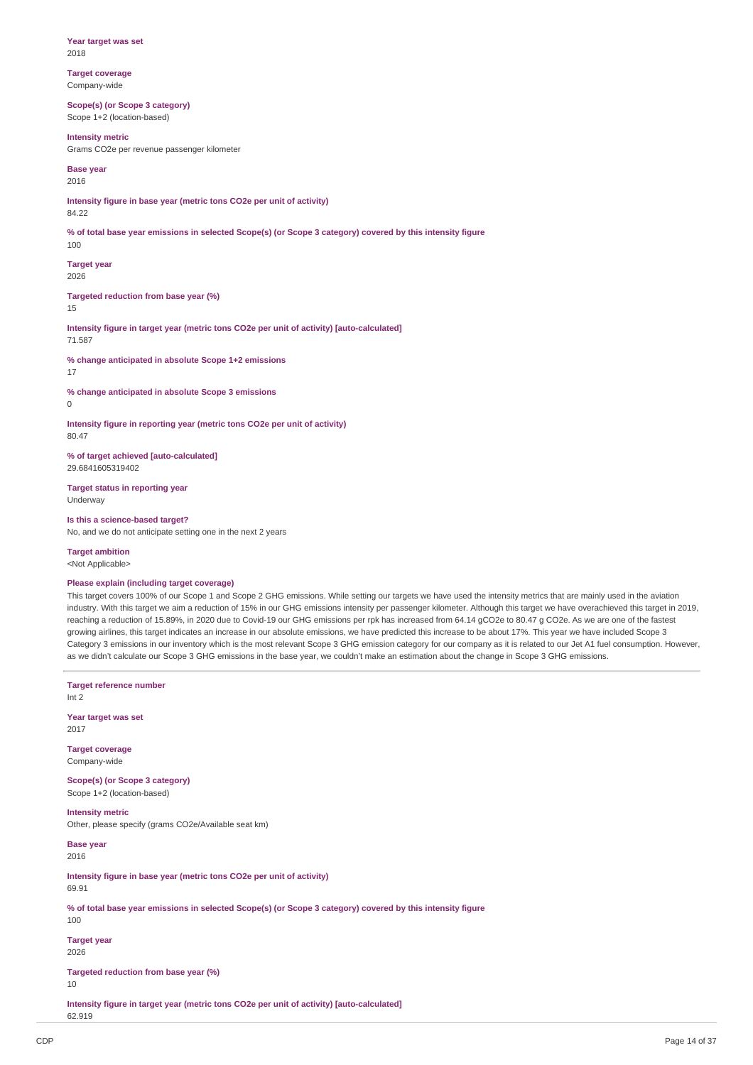**Year target was set**
2018

**Target coverage**
Company-wide

**Scope(s) (or Scope 3 category)**
Scope 1+2 (location-based)

**Intensity metric**
Grams CO2e per revenue passenger kilometer

**Base year**
2016

**Intensity figure in base year (metric tons CO2e per unit of activity)**
84.22

**% of total base year emissions in selected Scope(s) (or Scope 3 category) covered by this intensity figure**
100

**Target year**
2026

**Targeted reduction from base year (%)**
15

**Intensity figure in target year (metric tons CO2e per unit of activity) [auto-calculated]**
71.587

**% change anticipated in absolute Scope 1+2 emissions**
17

**% change anticipated in absolute Scope 3 emissions**
0

**Intensity figure in reporting year (metric tons CO2e per unit of activity)**
80.47

**% of target achieved [auto-calculated]**
29.6841605319402

**Target status in reporting year**
Underway

**Is this a science-based target?**
No, and we do not anticipate setting one in the next 2 years

**Target ambition**
<Not Applicable>

**Please explain (including target coverage)**
This target covers 100% of our Scope 1 and Scope 2 GHG emissions. While setting our targets we have used the intensity metrics that are mainly used in the aviation industry. With this target we aim a reduction of 15% in our GHG emissions intensity per passenger kilometer. Although this target we have overachieved this target in 2019, reaching a reduction of 15.89%, in 2020 due to Covid-19 our GHG emissions per rpk has increased from 64.14 gCO2e to 80.47 g CO2e. As we are one of the fastest growing airlines, this target indicates an increase in our absolute emissions, we have predicted this increase to be about 17%. This year we have included Scope 3 Category 3 emissions in our inventory which is the most relevant Scope 3 GHG emission category for our company as it is related to our Jet A1 fuel consumption. However, as we didn't calculate our Scope 3 GHG emissions in the base year, we couldn't make an estimation about the change in Scope 3 GHG emissions.

---

**Target reference number**
Int 2

**Year target was set**
2017

**Target coverage**
Company-wide

**Scope(s) (or Scope 3 category)**
Scope 1+2 (location-based)

**Intensity metric**
Other, please specify (grams CO2e/Available seat km)

**Base year**
2016

**Intensity figure in base year (metric tons CO2e per unit of activity)**
69.91

**% of total base year emissions in selected Scope(s) (or Scope 3 category) covered by this intensity figure**
100

**Target year**
2026

**Targeted reduction from base year (%)**
10

**Intensity figure in target year (metric tons CO2e per unit of activity) [auto-calculated]**
62.919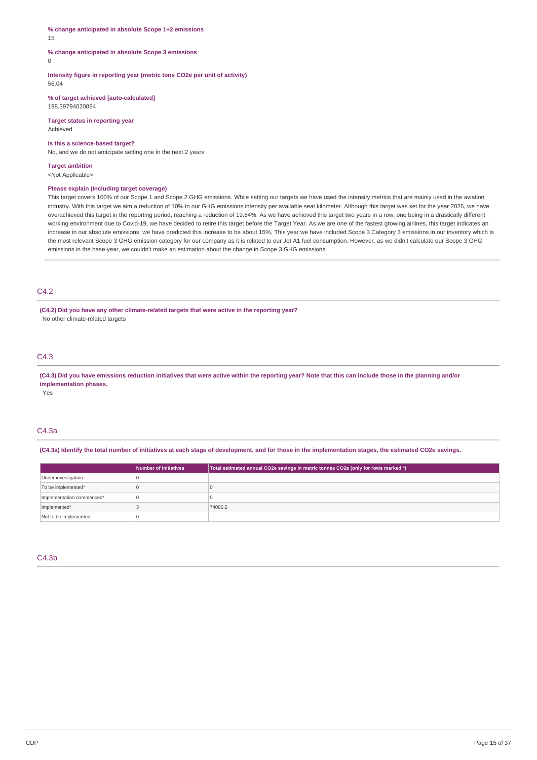**% change anticipated in absolute Scope 1+2 emissions**
15

**% change anticipated in absolute Scope 3 emissions**
0

**Intensity figure in reporting year (metric tons CO2e per unit of activity)**
56.04

**% of target achieved [auto-calculated]**
198.39794020884

**Target status in reporting year**
Achieved

**Is this a science-based target?**
No, and we do not anticipate setting one in the next 2 years

**Target ambition**
<Not Applicable>

**Please explain (including target coverage)**
This target covers 100% of our Scope 1 and Scope 2 GHG emissions. While setting our targets we have used the intensity metrics that are mainly used in the aviation industry. With this target we aim a reduction of 10% in our GHG emissions intensity per available seat kilometer. Although this target was set for the year 2026, we have overachieved this target in the reporting period, reaching a reduction of 19.84%. As we have achieved this target two years in a row, one being in a drastically different working environment due to Covid-19, we have decided to retire this target before the Target Year. As we are one of the fastest growing airlines, this target indicates an increase in our absolute emissions, we have predicted this increase to be about 15%, This year we have included Scope 3 Category 3 emissions in our inventory which is the most relevant Scope 3 GHG emission category for our company as it is related to our Jet A1 fuel consumption. However, as we didn't calculate our Scope 3 GHG emissions in the base year, we couldn't make an estimation about the change in Scope 3 GHG emissions.

## C4.2

**(C4.2) Did you have any other climate-related targets that were active in the reporting year?**
No other climate-related targets

## C4.3

**(C4.3) Did you have emissions reduction initiatives that were active within the reporting year? Note that this can include those in the planning and/or implementation phases.**
Yes

## C4.3a

**(C4.3a) Identify the total number of initiatives at each stage of development, and for those in the implementation stages, the estimated CO2e savings.**

| | Number of initiatives | Total estimated annual CO2e savings in metric tonnes CO2e (only for rows marked *) |
|---|---|---|
| Under investigation | 0 | |
| To be implemented* | 0 | 0 |
| Implementation commenced* | 0 | 0 |
| Implemented* | 3 | 74086.2 |
| Not to be implemented | 0 | |

## C4.3b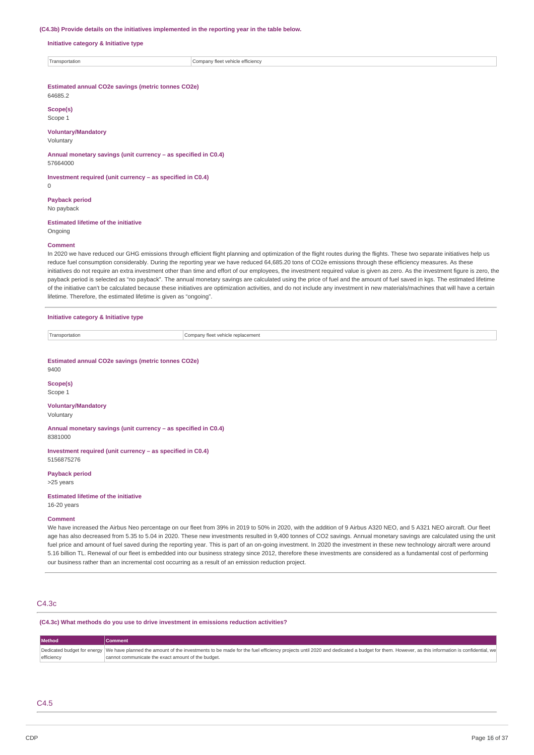**(C4.3b) Provide details on the initiatives implemented in the reporting year in the table below.**

**Initiative category & Initiative type**

| Transportation | Company fleet vehicle efficiency |
|---|---|

**Estimated annual CO2e savings (metric tonnes CO2e)**
64685.2

**Scope(s)**
Scope 1

**Voluntary/Mandatory**
Voluntary

**Annual monetary savings (unit currency – as specified in C0.4)**
57664000

**Investment required (unit currency – as specified in C0.4)**
0

**Payback period**
No payback

**Estimated lifetime of the initiative**
Ongoing

**Comment**
In 2020 we have reduced our GHG emissions through efficient flight planning and optimization of the flight routes during the flights. These two separate initiatives help us reduce fuel consumption considerably. During the reporting year we have reduced 64,685.20 tons of CO2e emissions through these efficiency measures. As these initiatives do not require an extra investment other than time and effort of our employees, the investment required value is given as zero. As the investment figure is zero, the payback period is selected as "no payback". The annual monetary savings are calculated using the price of fuel and the amount of fuel saved in kgs. The estimated lifetime of the initiative can't be calculated because these initiatives are optimization activities, and do not include any investment in new materials/machines that will have a certain lifetime. Therefore, the estimated lifetime is given as "ongoing".

**Initiative category & Initiative type**

| Transportation | Company fleet vehicle replacement |
|---|---|

**Estimated annual CO2e savings (metric tonnes CO2e)**
9400

**Scope(s)**
Scope 1

**Voluntary/Mandatory**
Voluntary

**Annual monetary savings (unit currency – as specified in C0.4)**
8381000

**Investment required (unit currency – as specified in C0.4)**
5156875276

**Payback period**
>25 years

**Estimated lifetime of the initiative**
16-20 years

**Comment**
We have increased the Airbus Neo percentage on our fleet from 39% in 2019 to 50% in 2020, with the addition of 9 Airbus A320 NEO, and 5 A321 NEO aircraft. Our fleet age has also decreased from 5.35 to 5.04 in 2020. These new investments resulted in 9,400 tonnes of CO2 savings. Annual monetary savings are calculated using the unit fuel price and amount of fuel saved during the reporting year. This is part of an on-going investment. In 2020 the investment in these new technology aircraft were around 5.16 billion TL. Renewal of our fleet is embedded into our business strategy since 2012, therefore these investments are considered as a fundamental cost of performing our business rather than an incremental cost occurring as a result of an emission reduction project.

## C4.3c

**(C4.3c) What methods do you use to drive investment in emissions reduction activities?**

| Method | Comment |
|---|---|
| Dedicated budget for energy efficiency | We have planned the amount of the investments to be made for the fuel efficiency projects until 2020 and dedicated a budget for them. However, as this information is confidential, we cannot communicate the exact amount of the budget. |

## C4.5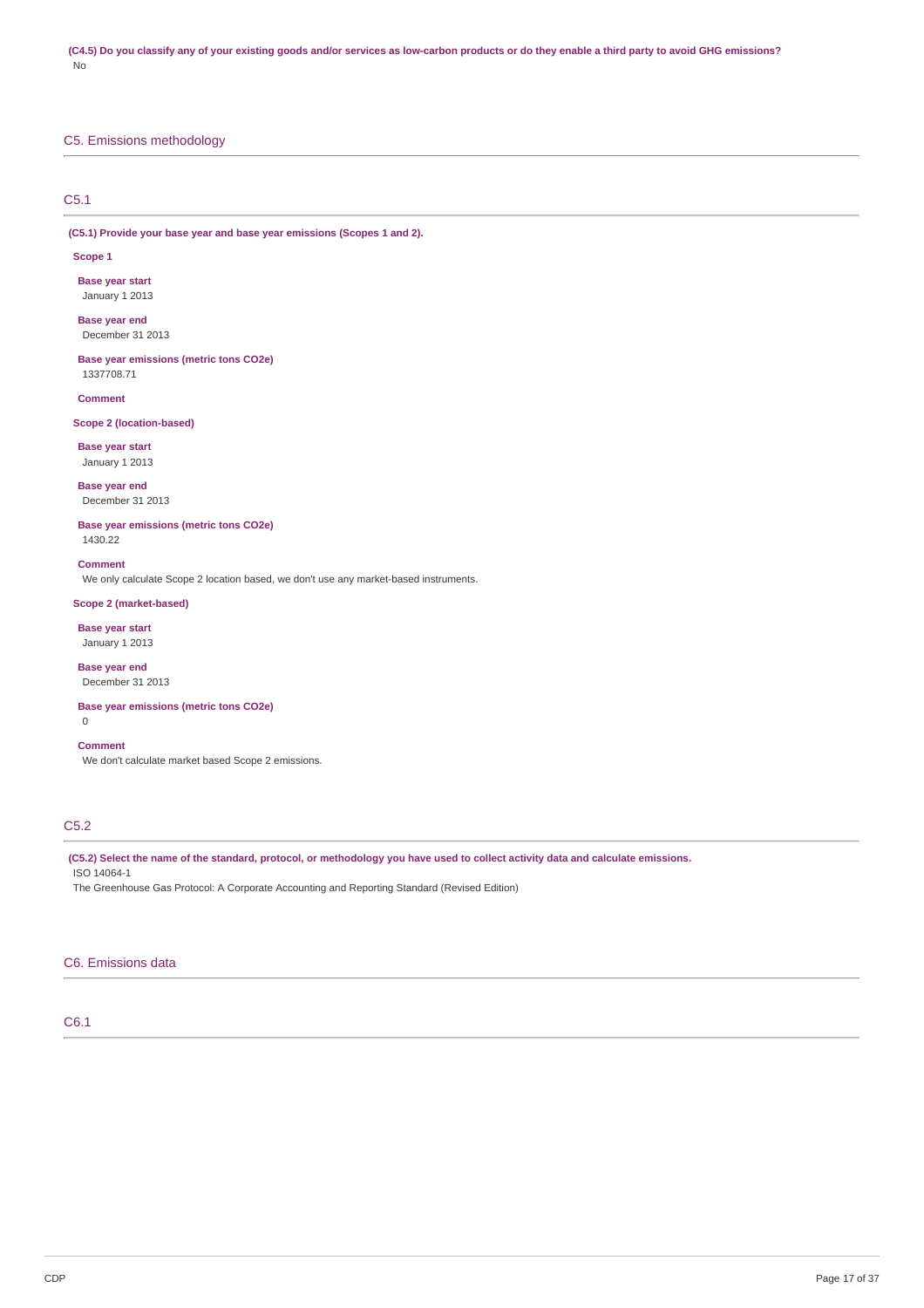**(C4.5) Do you classify any of your existing goods and/or services as low-carbon products or do they enable a third party to avoid GHG emissions?**

No

## C5. Emissions methodology

### C5.1

**(C5.1) Provide your base year and base year emissions (Scopes 1 and 2).**

**Scope 1**

**Base year start**

January 1 2013

**Base year end**

December 31 2013

**Base year emissions (metric tons CO2e)**

1337708.71

**Comment**

**Scope 2 (location-based)**

**Base year start**

January 1 2013

**Base year end**

December 31 2013

**Base year emissions (metric tons CO2e)**

1430.22

**Comment**

We only calculate Scope 2 location based, we don't use any market-based instruments.

**Scope 2 (market-based)**

**Base year start**

January 1 2013

**Base year end**

December 31 2013

**Base year emissions (metric tons CO2e)**

0

**Comment**

We don't calculate market based Scope 2 emissions.

### C5.2

**(C5.2) Select the name of the standard, protocol, or methodology you have used to collect activity data and calculate emissions.**

ISO 14064-1

The Greenhouse Gas Protocol: A Corporate Accounting and Reporting Standard (Revised Edition)

## C6. Emissions data

### C6.1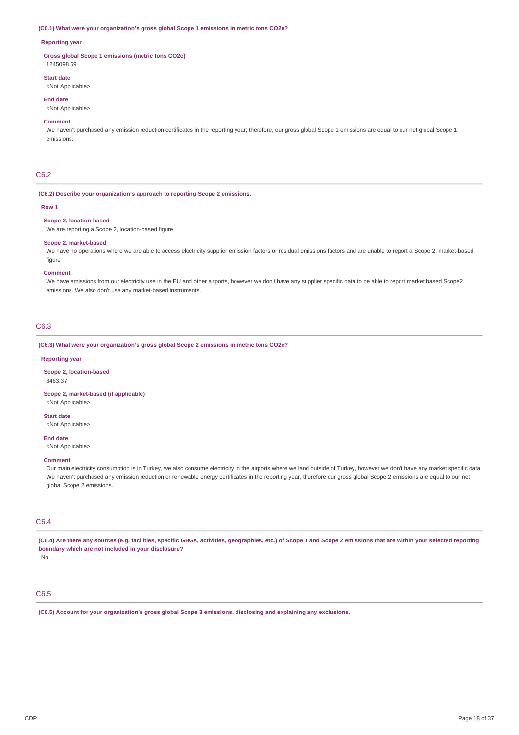**(C6.1) What were your organization's gross global Scope 1 emissions in metric tons CO2e?**

**Reporting year**

**Gross global Scope 1 emissions (metric tons CO2e)**
1245098.59

**Start date**
<Not Applicable>

**End date**
<Not Applicable>

**Comment**
We haven't purchased any emission reduction certificates in the reporting year; therefore, our gross global Scope 1 emissions are equal to our net global Scope 1 emissions.

## C6.2

**(C6.2) Describe your organization's approach to reporting Scope 2 emissions.**

**Row 1**

**Scope 2, location-based**
We are reporting a Scope 2, location-based figure

**Scope 2, market-based**
We have no operations where we are able to access electricity supplier emission factors or residual emissions factors and are unable to report a Scope 2, market-based figure

**Comment**
We have emissions from our electricity use in the EU and other airports, however we don't have any supplier specific data to be able to report market based Scope2 emissions. We also don't use any market-based instruments.

## C6.3

**(C6.3) What were your organization's gross global Scope 2 emissions in metric tons CO2e?**

**Reporting year**

**Scope 2, location-based**
3463.37

**Scope 2, market-based (if applicable)**
<Not Applicable>

**Start date**
<Not Applicable>

**End date**
<Not Applicable>

**Comment**
Our main electricity consumption is in Turkey, we also consume electricity in the airports where we land outside of Turkey, however we don't have any market specific data. We haven't purchased any emission reduction or renewable energy certificates in the reporting year, therefore our gross global Scope 2 emissions are equal to our net global Scope 2 emissions.

## C6.4

**(C6.4) Are there any sources (e.g. facilities, specific GHGs, activities, geographies, etc.) of Scope 1 and Scope 2 emissions that are within your selected reporting boundary which are not included in your disclosure?**
No

## C6.5

**(C6.5) Account for your organization's gross global Scope 3 emissions, disclosing and explaining any exclusions.**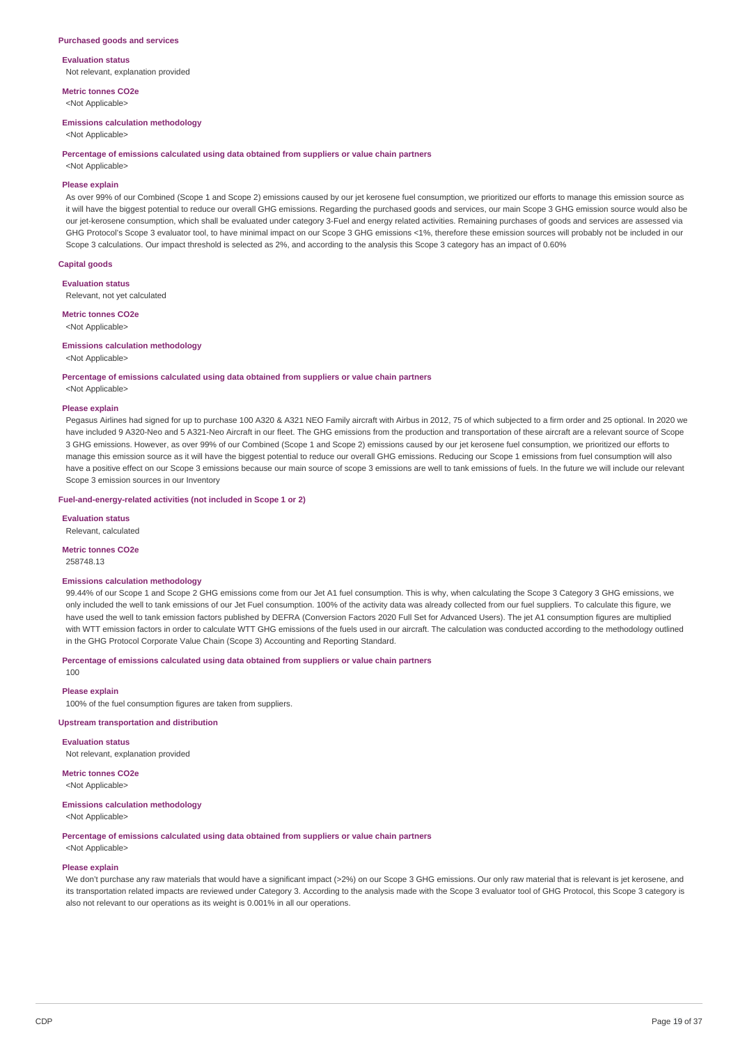### Purchased goods and services

**Evaluation status**

Not relevant, explanation provided

**Metric tonnes CO2e**

<Not Applicable>

**Emissions calculation methodology**

<Not Applicable>

**Percentage of emissions calculated using data obtained from suppliers or value chain partners**

<Not Applicable>

**Please explain**

As over 99% of our Combined (Scope 1 and Scope 2) emissions caused by our jet kerosene fuel consumption, we prioritized our efforts to manage this emission source as it will have the biggest potential to reduce our overall GHG emissions. Regarding the purchased goods and services, our main Scope 3 GHG emission source would also be our jet-kerosene consumption, which shall be evaluated under category 3-Fuel and energy related activities. Remaining purchases of goods and services are assessed via GHG Protocol's Scope 3 evaluator tool, to have minimal impact on our Scope 3 GHG emissions <1%, therefore these emission sources will probably not be included in our Scope 3 calculations. Our impact threshold is selected as 2%, and according to the analysis this Scope 3 category has an impact of 0.60%

### Capital goods

**Evaluation status**

Relevant, not yet calculated

**Metric tonnes CO2e**

<Not Applicable>

**Emissions calculation methodology**

<Not Applicable>

**Percentage of emissions calculated using data obtained from suppliers or value chain partners**

<Not Applicable>

**Please explain**

Pegasus Airlines had signed for up to purchase 100 A320 & A321 NEO Family aircraft with Airbus in 2012, 75 of which subjected to a firm order and 25 optional. In 2020 we have included 9 A320-Neo and 5 A321-Neo Aircraft in our fleet. The GHG emissions from the production and transportation of these aircraft are a relevant source of Scope 3 GHG emissions. However, as over 99% of our Combined (Scope 1 and Scope 2) emissions caused by our jet kerosene fuel consumption, we prioritized our efforts to manage this emission source as it will have the biggest potential to reduce our overall GHG emissions. Reducing our Scope 1 emissions from fuel consumption will also have a positive effect on our Scope 3 emissions because our main source of scope 3 emissions are well to tank emissions of fuels. In the future we will include our relevant Scope 3 emission sources in our Inventory

### Fuel-and-energy-related activities (not included in Scope 1 or 2)

**Evaluation status**

Relevant, calculated

**Metric tonnes CO2e**

258748.13

**Emissions calculation methodology**

99.44% of our Scope 1 and Scope 2 GHG emissions come from our Jet A1 fuel consumption. This is why, when calculating the Scope 3 Category 3 GHG emissions, we only included the well to tank emissions of our Jet Fuel consumption. 100% of the activity data was already collected from our fuel suppliers. To calculate this figure, we have used the well to tank emission factors published by DEFRA (Conversion Factors 2020 Full Set for Advanced Users). The jet A1 consumption figures are multiplied with WTT emission factors in order to calculate WTT GHG emissions of the fuels used in our aircraft. The calculation was conducted according to the methodology outlined in the GHG Protocol Corporate Value Chain (Scope 3) Accounting and Reporting Standard.

**Percentage of emissions calculated using data obtained from suppliers or value chain partners**

100

**Please explain**

100% of the fuel consumption figures are taken from suppliers.

### Upstream transportation and distribution

**Evaluation status**

Not relevant, explanation provided

**Metric tonnes CO2e**

<Not Applicable>

**Emissions calculation methodology**

<Not Applicable>

**Percentage of emissions calculated using data obtained from suppliers or value chain partners**

<Not Applicable>

**Please explain**

We don't purchase any raw materials that would have a significant impact (>2%) on our Scope 3 GHG emissions. Our only raw material that is relevant is jet kerosene, and its transportation related impacts are reviewed under Category 3. According to the analysis made with the Scope 3 evaluator tool of GHG Protocol, this Scope 3 category is also not relevant to our operations as its weight is 0.001% in all our operations.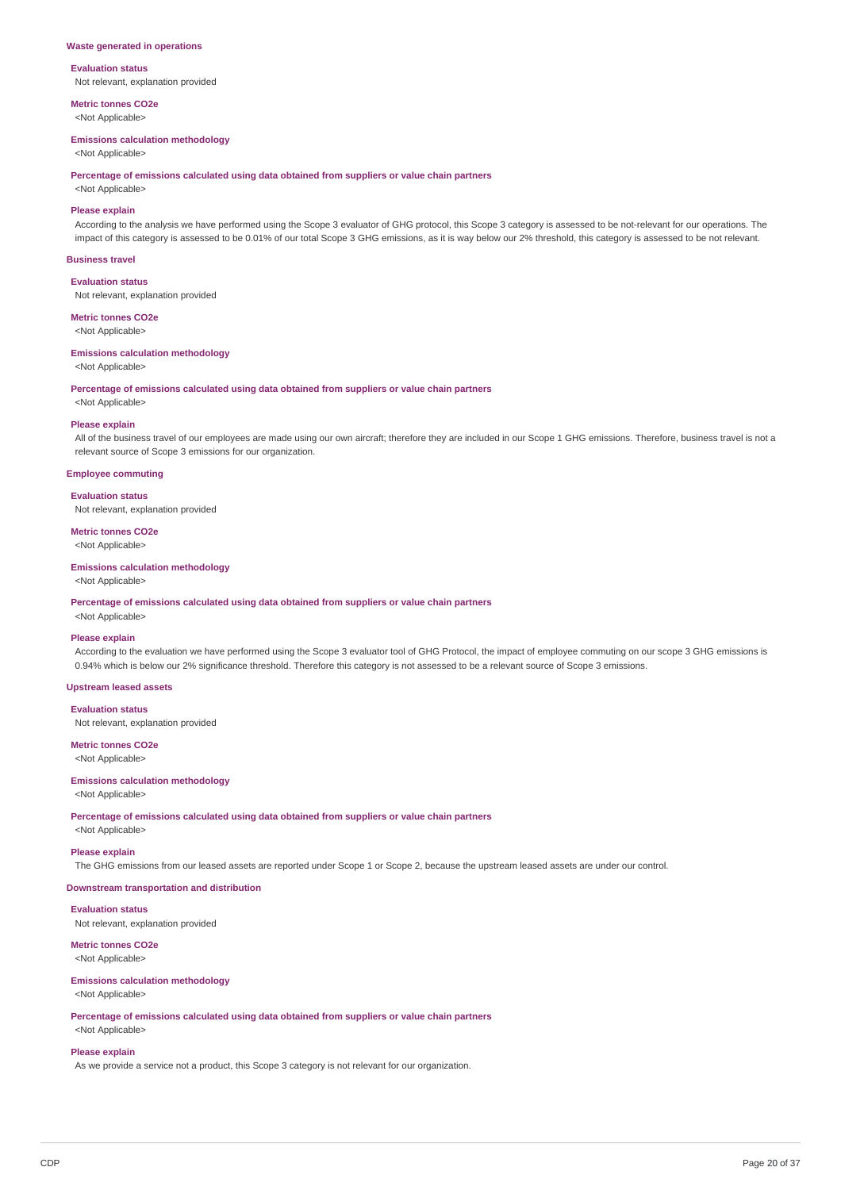### Waste generated in operations

**Evaluation status**

Not relevant, explanation provided

**Metric tonnes CO2e**

<Not Applicable>

**Emissions calculation methodology**

<Not Applicable>

**Percentage of emissions calculated using data obtained from suppliers or value chain partners**

<Not Applicable>

**Please explain**

According to the analysis we have performed using the Scope 3 evaluator of GHG protocol, this Scope 3 category is assessed to be not-relevant for our operations. The impact of this category is assessed to be 0.01% of our total Scope 3 GHG emissions, as it is way below our 2% threshold, this category is assessed to be not relevant.

### Business travel

**Evaluation status**

Not relevant, explanation provided

**Metric tonnes CO2e**

<Not Applicable>

**Emissions calculation methodology**

<Not Applicable>

**Percentage of emissions calculated using data obtained from suppliers or value chain partners**

<Not Applicable>

**Please explain**

All of the business travel of our employees are made using our own aircraft; therefore they are included in our Scope 1 GHG emissions. Therefore, business travel is not a relevant source of Scope 3 emissions for our organization.

### Employee commuting

**Evaluation status**

Not relevant, explanation provided

**Metric tonnes CO2e**

<Not Applicable>

**Emissions calculation methodology**

<Not Applicable>

**Percentage of emissions calculated using data obtained from suppliers or value chain partners**

<Not Applicable>

**Please explain**

According to the evaluation we have performed using the Scope 3 evaluator tool of GHG Protocol, the impact of employee commuting on our scope 3 GHG emissions is 0.94% which is below our 2% significance threshold. Therefore this category is not assessed to be a relevant source of Scope 3 emissions.

### Upstream leased assets

**Evaluation status**

Not relevant, explanation provided

**Metric tonnes CO2e**

<Not Applicable>

**Emissions calculation methodology**

<Not Applicable>

**Percentage of emissions calculated using data obtained from suppliers or value chain partners**

<Not Applicable>

**Please explain**

The GHG emissions from our leased assets are reported under Scope 1 or Scope 2, because the upstream leased assets are under our control.

### Downstream transportation and distribution

**Evaluation status**

Not relevant, explanation provided

**Metric tonnes CO2e**

<Not Applicable>

**Emissions calculation methodology**

<Not Applicable>

**Percentage of emissions calculated using data obtained from suppliers or value chain partners**

<Not Applicable>

**Please explain**

As we provide a service not a product, this Scope 3 category is not relevant for our organization.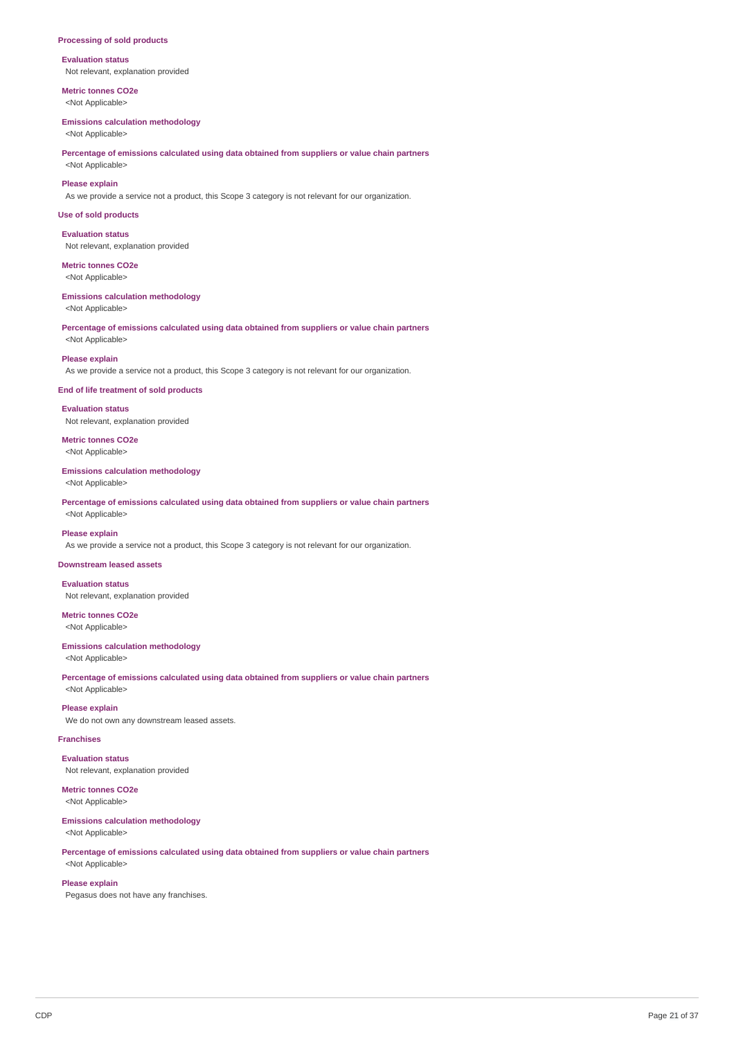**Processing of sold products**

**Evaluation status**
Not relevant, explanation provided

**Metric tonnes CO2e**
<Not Applicable>

**Emissions calculation methodology**
<Not Applicable>

**Percentage of emissions calculated using data obtained from suppliers or value chain partners**
<Not Applicable>

**Please explain**
As we provide a service not a product, this Scope 3 category is not relevant for our organization.

**Use of sold products**

**Evaluation status**
Not relevant, explanation provided

**Metric tonnes CO2e**
<Not Applicable>

**Emissions calculation methodology**
<Not Applicable>

**Percentage of emissions calculated using data obtained from suppliers or value chain partners**
<Not Applicable>

**Please explain**
As we provide a service not a product, this Scope 3 category is not relevant for our organization.

**End of life treatment of sold products**

**Evaluation status**
Not relevant, explanation provided

**Metric tonnes CO2e**
<Not Applicable>

**Emissions calculation methodology**
<Not Applicable>

**Percentage of emissions calculated using data obtained from suppliers or value chain partners**
<Not Applicable>

**Please explain**
As we provide a service not a product, this Scope 3 category is not relevant for our organization.

**Downstream leased assets**

**Evaluation status**
Not relevant, explanation provided

**Metric tonnes CO2e**
<Not Applicable>

**Emissions calculation methodology**
<Not Applicable>

**Percentage of emissions calculated using data obtained from suppliers or value chain partners**
<Not Applicable>

**Please explain**
We do not own any downstream leased assets.

**Franchises**

**Evaluation status**
Not relevant, explanation provided

**Metric tonnes CO2e**
<Not Applicable>

**Emissions calculation methodology**
<Not Applicable>

**Percentage of emissions calculated using data obtained from suppliers or value chain partners**
<Not Applicable>

**Please explain**
Pegasus does not have any franchises.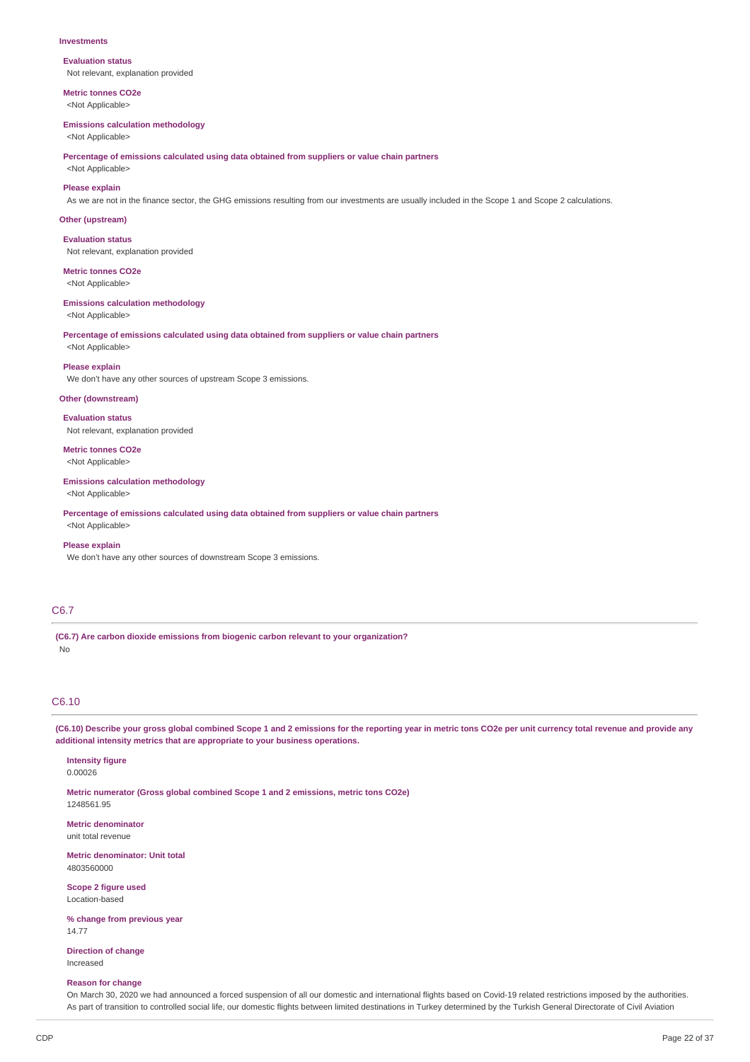**Investments**

**Evaluation status**
Not relevant, explanation provided

**Metric tonnes CO2e**
<Not Applicable>

**Emissions calculation methodology**
<Not Applicable>

**Percentage of emissions calculated using data obtained from suppliers or value chain partners**
<Not Applicable>

**Please explain**
As we are not in the finance sector, the GHG emissions resulting from our investments are usually included in the Scope 1 and Scope 2 calculations.

**Other (upstream)**

**Evaluation status**
Not relevant, explanation provided

**Metric tonnes CO2e**
<Not Applicable>

**Emissions calculation methodology**
<Not Applicable>

**Percentage of emissions calculated using data obtained from suppliers or value chain partners**
<Not Applicable>

**Please explain**
We don't have any other sources of upstream Scope 3 emissions.

**Other (downstream)**

**Evaluation status**
Not relevant, explanation provided

**Metric tonnes CO2e**
<Not Applicable>

**Emissions calculation methodology**
<Not Applicable>

**Percentage of emissions calculated using data obtained from suppliers or value chain partners**
<Not Applicable>

**Please explain**
We don't have any other sources of downstream Scope 3 emissions.

## C6.7

**(C6.7) Are carbon dioxide emissions from biogenic carbon relevant to your organization?**
No

## C6.10

**(C6.10) Describe your gross global combined Scope 1 and 2 emissions for the reporting year in metric tons CO2e per unit currency total revenue and provide any additional intensity metrics that are appropriate to your business operations.**

**Intensity figure**
0.00026

**Metric numerator (Gross global combined Scope 1 and 2 emissions, metric tons CO2e)**
1248561.95

**Metric denominator**
unit total revenue

**Metric denominator: Unit total**
4803560000

**Scope 2 figure used**
Location-based

**% change from previous year**
14.77

**Direction of change**
Increased

**Reason for change**
On March 30, 2020 we had announced a forced suspension of all our domestic and international flights based on Covid-19 related restrictions imposed by the authorities. As part of transition to controlled social life, our domestic flights between limited destinations in Turkey determined by the Turkish General Directorate of Civil Aviation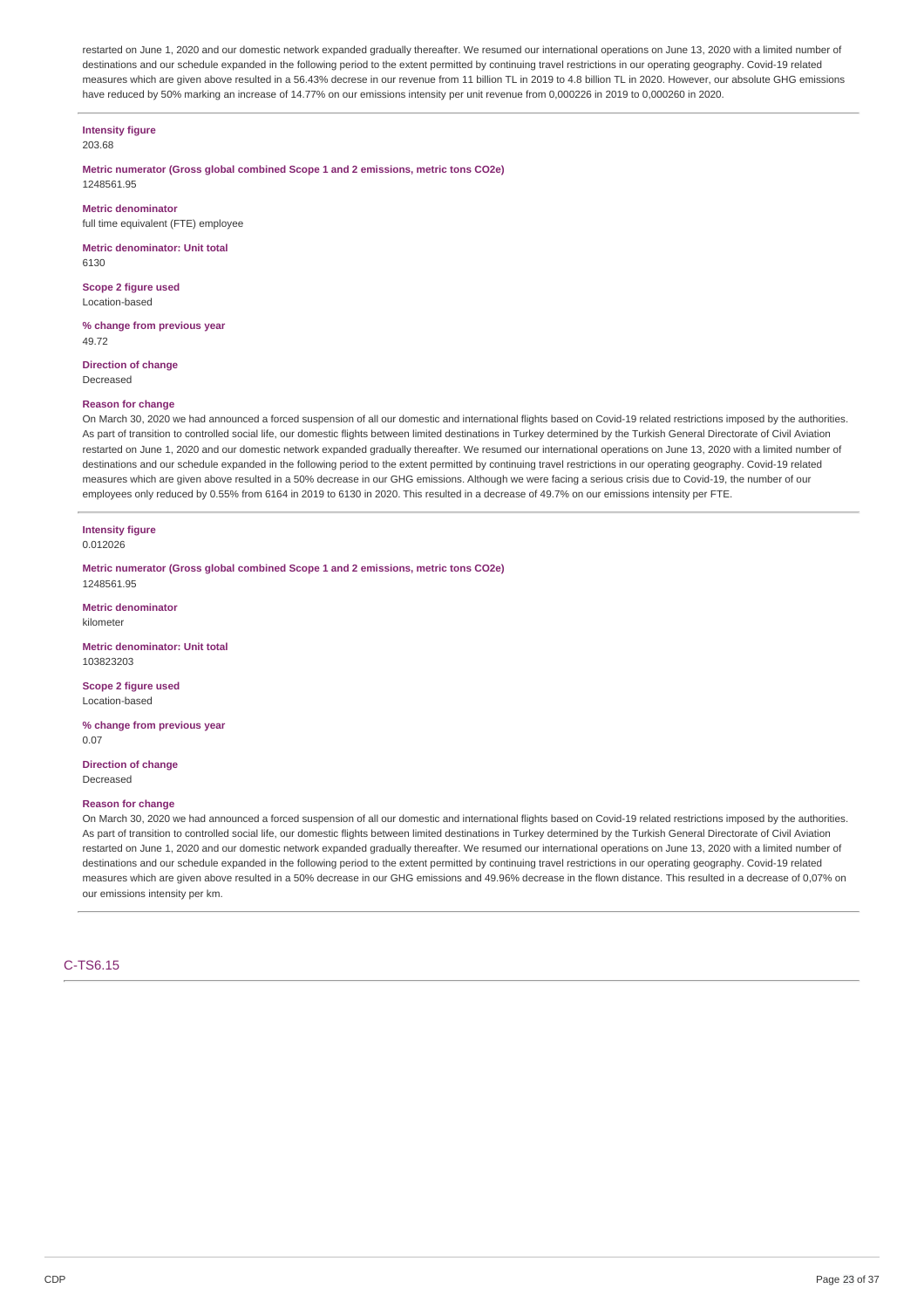restarted on June 1, 2020 and our domestic network expanded gradually thereafter. We resumed our international operations on June 13, 2020 with a limited number of destinations and our schedule expanded in the following period to the extent permitted by continuing travel restrictions in our operating geography. Covid-19 related measures which are given above resulted in a 56.43% decrese in our revenue from 11 billion TL in 2019 to 4.8 billion TL in 2020. However, our absolute GHG emissions have reduced by 50% marking an increase of 14.77% on our emissions intensity per unit revenue from 0,000226 in 2019 to 0,000260 in 2020.

**Intensity figure**
203.68

**Metric numerator (Gross global combined Scope 1 and 2 emissions, metric tons CO2e)**
1248561.95

**Metric denominator**
full time equivalent (FTE) employee

**Metric denominator: Unit total**
6130

**Scope 2 figure used**
Location-based

**% change from previous year**
49.72

**Direction of change**
Decreased

**Reason for change**
On March 30, 2020 we had announced a forced suspension of all our domestic and international flights based on Covid-19 related restrictions imposed by the authorities. As part of transition to controlled social life, our domestic flights between limited destinations in Turkey determined by the Turkish General Directorate of Civil Aviation restarted on June 1, 2020 and our domestic network expanded gradually thereafter. We resumed our international operations on June 13, 2020 with a limited number of destinations and our schedule expanded in the following period to the extent permitted by continuing travel restrictions in our operating geography. Covid-19 related measures which are given above resulted in a 50% decrease in our GHG emissions. Although we were facing a serious crisis due to Covid-19, the number of our employees only reduced by 0.55% from 6164 in 2019 to 6130 in 2020. This resulted in a decrease of 49.7% on our emissions intensity per FTE.

**Intensity figure**
0.012026

**Metric numerator (Gross global combined Scope 1 and 2 emissions, metric tons CO2e)**
1248561.95

**Metric denominator**
kilometer

**Metric denominator: Unit total**
103823203

**Scope 2 figure used**
Location-based

**% change from previous year**
0.07

**Direction of change**
Decreased

**Reason for change**
On March 30, 2020 we had announced a forced suspension of all our domestic and international flights based on Covid-19 related restrictions imposed by the authorities. As part of transition to controlled social life, our domestic flights between limited destinations in Turkey determined by the Turkish General Directorate of Civil Aviation restarted on June 1, 2020 and our domestic network expanded gradually thereafter. We resumed our international operations on June 13, 2020 with a limited number of destinations and our schedule expanded in the following period to the extent permitted by continuing travel restrictions in our operating geography. Covid-19 related measures which are given above resulted in a 50% decrease in our GHG emissions and 49.96% decrease in the flown distance. This resulted in a decrease of 0,07% on our emissions intensity per km.

## C-TS6.15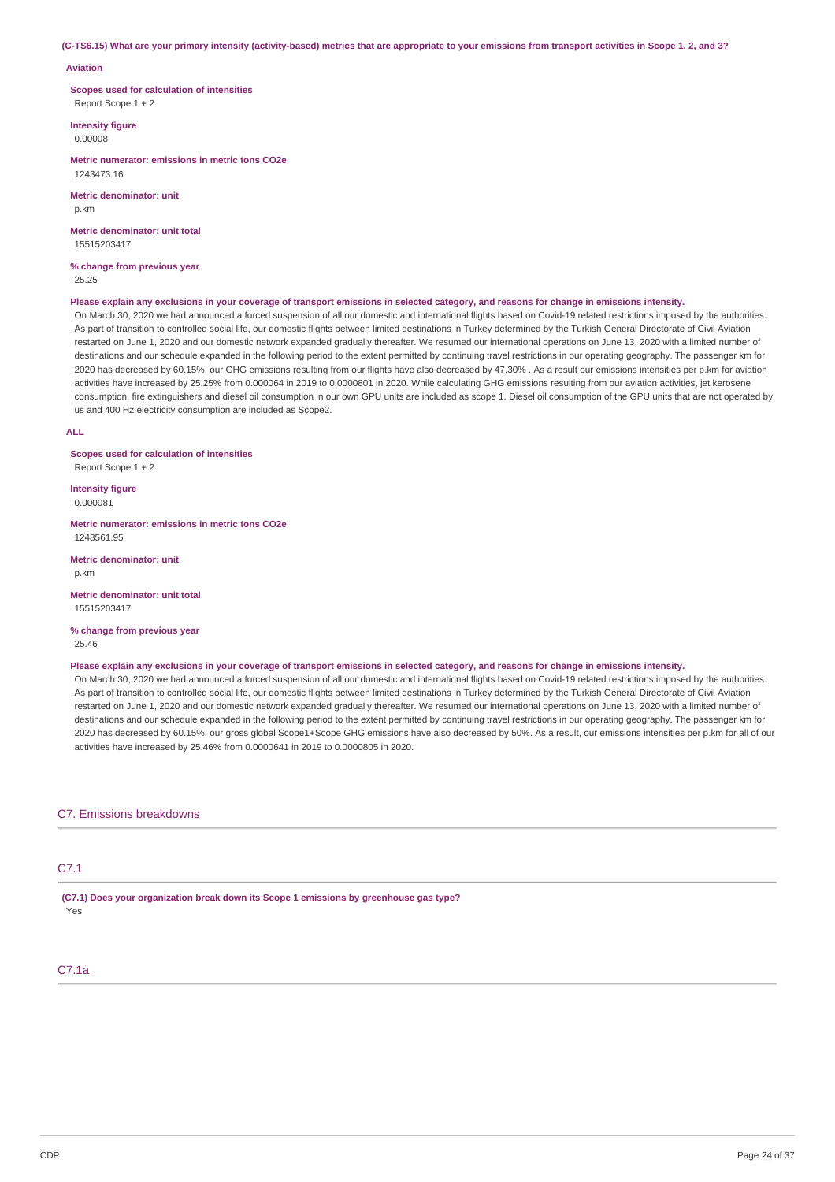**(C-TS6.15) What are your primary intensity (activity-based) metrics that are appropriate to your emissions from transport activities in Scope 1, 2, and 3?**

**Aviation**

**Scopes used for calculation of intensities**
Report Scope 1 + 2

**Intensity figure**
0.00008

**Metric numerator: emissions in metric tons CO2e**
1243473.16

**Metric denominator: unit**
p.km

**Metric denominator: unit total**
15515203417

**% change from previous year**
25.25

**Please explain any exclusions in your coverage of transport emissions in selected category, and reasons for change in emissions intensity.**

On March 30, 2020 we had announced a forced suspension of all our domestic and international flights based on Covid-19 related restrictions imposed by the authorities. As part of transition to controlled social life, our domestic flights between limited destinations in Turkey determined by the Turkish General Directorate of Civil Aviation restarted on June 1, 2020 and our domestic network expanded gradually thereafter. We resumed our international operations on June 13, 2020 with a limited number of destinations and our schedule expanded in the following period to the extent permitted by continuing travel restrictions in our operating geography. The passenger km for 2020 has decreased by 60.15%, our GHG emissions resulting from our flights have also decreased by 47.30% . As a result our emissions intensities per p.km for aviation activities have increased by 25.25% from 0.000064 in 2019 to 0.0000801 in 2020. While calculating GHG emissions resulting from our aviation activities, jet kerosene consumption, fire extinguishers and diesel oil consumption in our own GPU units are included as scope 1. Diesel oil consumption of the GPU units that are not operated by us and 400 Hz electricity consumption are included as Scope2.

**ALL**

**Scopes used for calculation of intensities**
Report Scope 1 + 2

**Intensity figure**
0.000081

**Metric numerator: emissions in metric tons CO2e**
1248561.95

**Metric denominator: unit**
p.km

**Metric denominator: unit total**
15515203417

**% change from previous year**
25.46

**Please explain any exclusions in your coverage of transport emissions in selected category, and reasons for change in emissions intensity.**

On March 30, 2020 we had announced a forced suspension of all our domestic and international flights based on Covid-19 related restrictions imposed by the authorities. As part of transition to controlled social life, our domestic flights between limited destinations in Turkey determined by the Turkish General Directorate of Civil Aviation restarted on June 1, 2020 and our domestic network expanded gradually thereafter. We resumed our international operations on June 13, 2020 with a limited number of destinations and our schedule expanded in the following period to the extent permitted by continuing travel restrictions in our operating geography. The passenger km for 2020 has decreased by 60.15%, our gross global Scope1+Scope GHG emissions have also decreased by 50%. As a result, our emissions intensities per p.km for all of our activities have increased by 25.46% from 0.0000641 in 2019 to 0.0000805 in 2020.

## C7. Emissions breakdowns

### C7.1

**(C7.1) Does your organization break down its Scope 1 emissions by greenhouse gas type?**
Yes

### C7.1a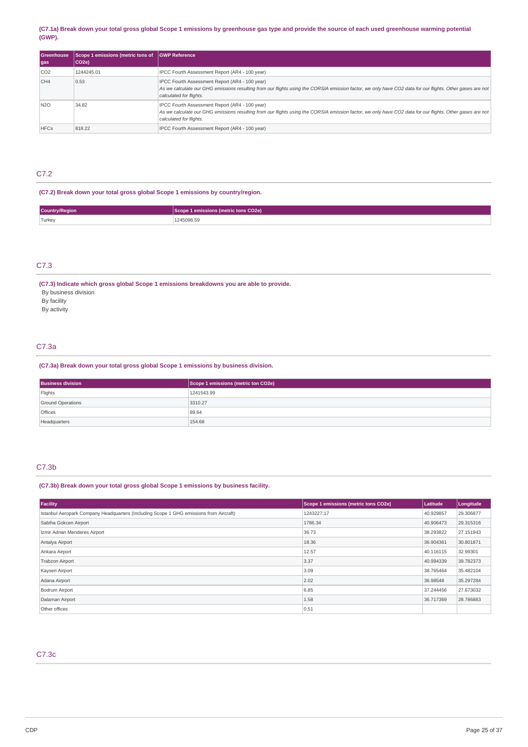**(C7.1a) Break down your total gross global Scope 1 emissions by greenhouse gas type and provide the source of each used greenhouse warming potential (GWP).**

| Greenhouse gas | Scope 1 emissions (metric tons of CO2e) | GWP Reference |
|---|---|---|
| CO2 | 1244245.01 | IPCC Fourth Assessment Report (AR4 - 100 year) |
| CH4 | 0.53 | IPCC Fourth Assessment Report (AR4 - 100 year)<br>*As we calculate our GHG emissions resulting from our flights using the CORSIA emission factor, we only have CO2 data for our flights. Other gases are not calculated for flights.* |
| N2O | 34.82 | IPCC Fourth Assessment Report (AR4 - 100 year)<br>*As we calculate our GHG emissions resulting from our flights using the CORSIA emission factor, we only have CO2 data for our flights. Other gases are not calculated for flights.* |
| HFCs | 818.22 | IPCC Fourth Assessment Report (AR4 - 100 year) |

## C7.2

**(C7.2) Break down your total gross global Scope 1 emissions by country/region.**

| Country/Region | Scope 1 emissions (metric tons CO2e) |
|---|---|
| Turkey | 1245098.59 |

## C7.3

**(C7.3) Indicate which gross global Scope 1 emissions breakdowns you are able to provide.**

By business division
By facility
By activity

## C7.3a

**(C7.3a) Break down your total gross global Scope 1 emissions by business division.**

| Business division | Scope 1 emissions (metric ton CO2e) |
|---|---|
| Flights | 1241543.99 |
| Ground Operations | 3310.27 |
| Offices | 89.64 |
| Headquarters | 154.68 |

## C7.3b

**(C7.3b) Break down your total gross global Scope 1 emissions by business facility.**

| Facility | Scope 1 emissions (metric tons CO2e) | Latitude | Longitude |
|---|---|---|---|
| Istanbul Aeropark Company Headquarters (Including Scope 1 GHG emissions from Aircraft) | 1243227.17 | 40.929857 | 29.306877 |
| Sabiha Gokcen Airport | 1786.34 | 40.906473 | 29.315316 |
| Izmir Adnan Menderes Airport | 36.73 | 38.293822 | 27.151943 |
| Antalya Airport | 18.36 | 36.904361 | 30.801871 |
| Ankara Airport | 12.57 | 40.116115 | 32.99301 |
| Trabzon Airport | 3.37 | 40.994339 | 39.782373 |
| Kayseri Airport | 3.09 | 38.765464 | 35.482104 |
| Adana Airport | 2.02 | 36.98548 | 35.297284 |
| Bodrum Airport | 6.85 | 37.244456 | 27.673032 |
| Dalaman Airport | 1.58 | 36.717369 | 28.786883 |
| Other offices | 0.51 | | |

## C7.3c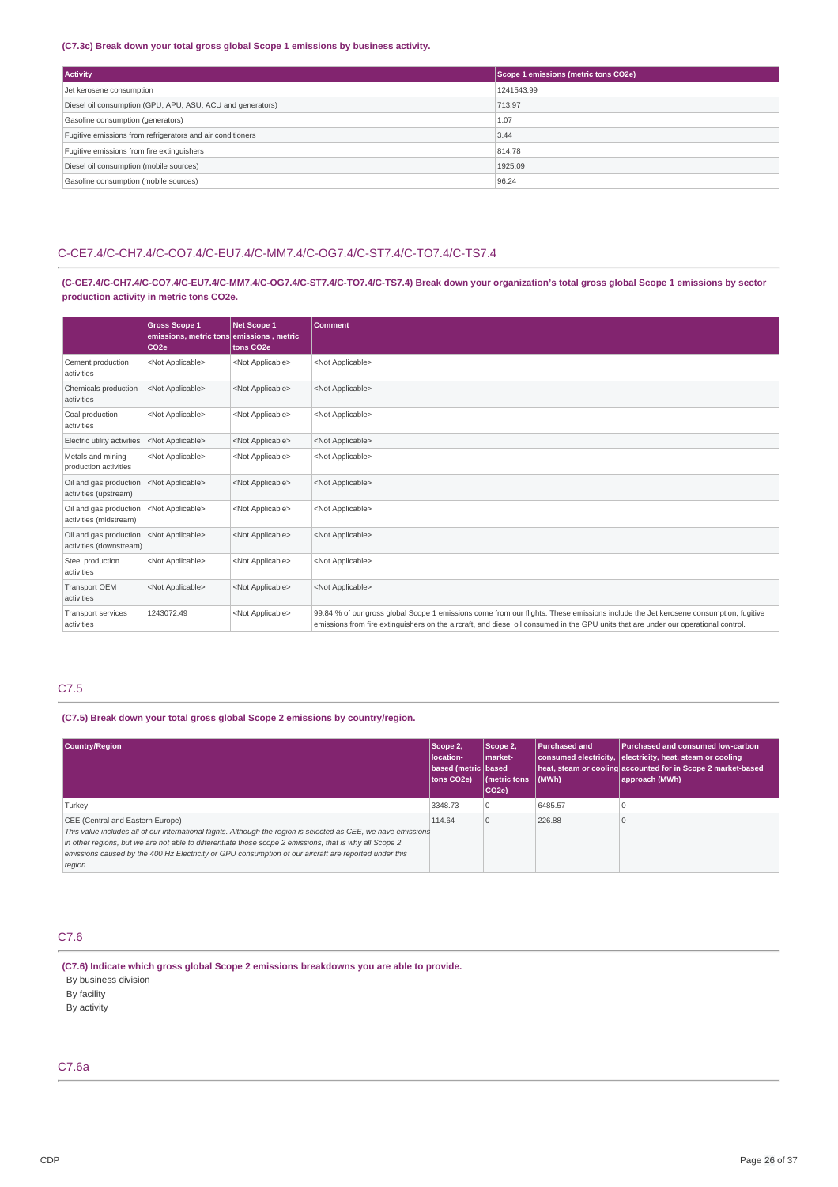**(C7.3c) Break down your total gross global Scope 1 emissions by business activity.**

| Activity | Scope 1 emissions (metric tons CO2e) |
|---|---|
| Jet kerosene consumption | 1241543.99 |
| Diesel oil consumption (GPU, APU, ASU, ACU and generators) | 713.97 |
| Gasoline consumption (generators) | 1.07 |
| Fugitive emissions from refrigerators and air conditioners | 3.44 |
| Fugitive emissions from fire extinguishers | 814.78 |
| Diesel oil consumption (mobile sources) | 1925.09 |
| Gasoline consumption (mobile sources) | 96.24 |

## C-CE7.4/C-CH7.4/C-CO7.4/C-EU7.4/C-MM7.4/C-OG7.4/C-ST7.4/C-TO7.4/C-TS7.4

**(C-CE7.4/C-CH7.4/C-CO7.4/C-EU7.4/C-MM7.4/C-OG7.4/C-ST7.4/C-TO7.4/C-TS7.4) Break down your organization's total gross global Scope 1 emissions by sector production activity in metric tons CO2e.**

| | Gross Scope 1 emissions, metric tons CO2e | Net Scope 1 emissions , metric tons CO2e | Comment |
|---|---|---|---|
| Cement production activities | <Not Applicable> | <Not Applicable> | <Not Applicable> |
| Chemicals production activities | <Not Applicable> | <Not Applicable> | <Not Applicable> |
| Coal production activities | <Not Applicable> | <Not Applicable> | <Not Applicable> |
| Electric utility activities | <Not Applicable> | <Not Applicable> | <Not Applicable> |
| Metals and mining production activities | <Not Applicable> | <Not Applicable> | <Not Applicable> |
| Oil and gas production activities (upstream) | <Not Applicable> | <Not Applicable> | <Not Applicable> |
| Oil and gas production activities (midstream) | <Not Applicable> | <Not Applicable> | <Not Applicable> |
| Oil and gas production activities (downstream) | <Not Applicable> | <Not Applicable> | <Not Applicable> |
| Steel production activities | <Not Applicable> | <Not Applicable> | <Not Applicable> |
| Transport OEM activities | <Not Applicable> | <Not Applicable> | <Not Applicable> |
| Transport services activities | 1243072.49 | <Not Applicable> | 99.84 % of our gross global Scope 1 emissions come from our flights. These emissions include the Jet kerosene consumption, fugitive emissions from fire extinguishers on the aircraft, and diesel oil consumed in the GPU units that are under our operational control. |

## C7.5

**(C7.5) Break down your total gross global Scope 2 emissions by country/region.**

| Country/Region | Scope 2, location-based (metric tons CO2e) | Scope 2, market-based (metric tons CO2e) | Purchased and consumed electricity, heat, steam or cooling (MWh) | Purchased and consumed low-carbon electricity, heat, steam or cooling accounted for in Scope 2 market-based approach (MWh) |
|---|---|---|---|---|
| Turkey | 3348.73 | 0 | 6485.57 | 0 |
| CEE (Central and Eastern Europe)<br>*This value includes all of our international flights. Although the region is selected as CEE, we have emissions in other regions, but we are not able to differentiate those scope 2 emissions, that is why all Scope 2 emissions caused by the 400 Hz Electricity or GPU consumption of our aircraft are reported under this region.* | 114.64 | 0 | 226.88 | 0 |

## C7.6

**(C7.6) Indicate which gross global Scope 2 emissions breakdowns you are able to provide.**

By business division

By facility

By activity

## C7.6a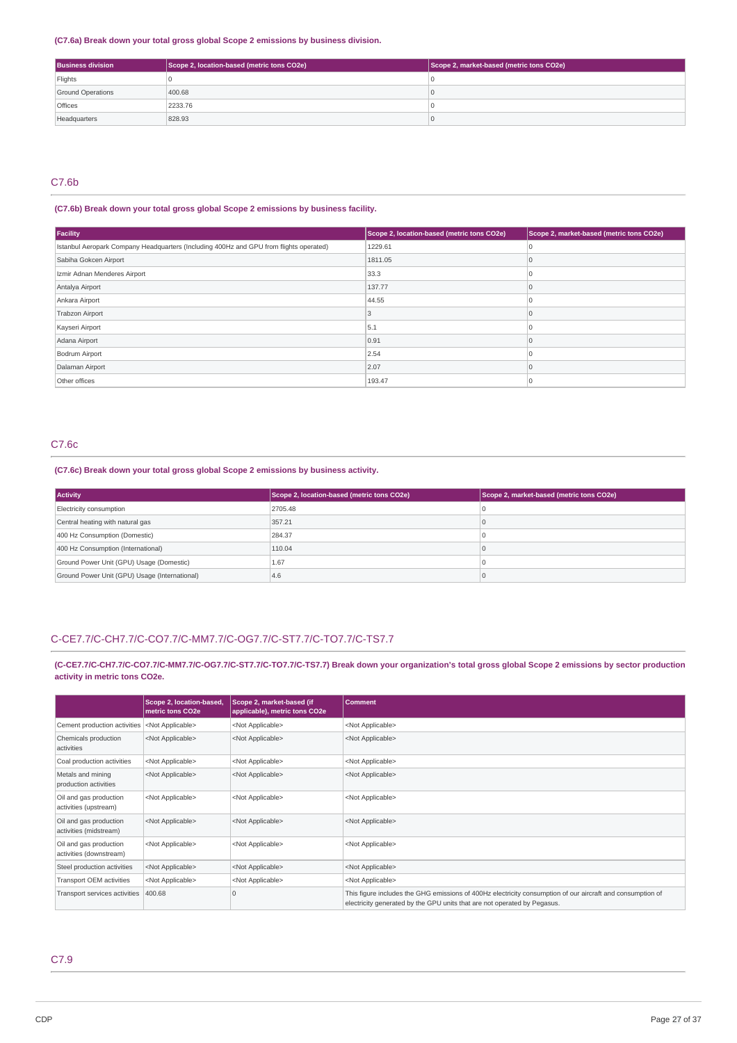**(C7.6a) Break down your total gross global Scope 2 emissions by business division.**

| Business division | Scope 2, location-based (metric tons CO2e) | Scope 2, market-based (metric tons CO2e) |
|---|---|---|
| Flights | 0 | 0 |
| Ground Operations | 400.68 | 0 |
| Offices | 2233.76 | 0 |
| Headquarters | 828.93 | 0 |

## C7.6b

**(C7.6b) Break down your total gross global Scope 2 emissions by business facility.**

| Facility | Scope 2, location-based (metric tons CO2e) | Scope 2, market-based (metric tons CO2e) |
|---|---|---|
| Istanbul Aeropark Company Headquarters (Including 400Hz and GPU from flights operated) | 1229.61 | 0 |
| Sabiha Gokcen Airport | 1811.05 | 0 |
| Izmir Adnan Menderes Airport | 33.3 | 0 |
| Antalya Airport | 137.77 | 0 |
| Ankara Airport | 44.55 | 0 |
| Trabzon Airport | 3 | 0 |
| Kayseri Airport | 5.1 | 0 |
| Adana Airport | 0.91 | 0 |
| Bodrum Airport | 2.54 | 0 |
| Dalaman Airport | 2.07 | 0 |
| Other offices | 193.47 | 0 |

## C7.6c

**(C7.6c) Break down your total gross global Scope 2 emissions by business activity.**

| Activity | Scope 2, location-based (metric tons CO2e) | Scope 2, market-based (metric tons CO2e) |
|---|---|---|
| Electricity consumption | 2705.48 | 0 |
| Central heating with natural gas | 357.21 | 0 |
| 400 Hz Consumption (Domestic) | 284.37 | 0 |
| 400 Hz Consumption (International) | 110.04 | 0 |
| Ground Power Unit (GPU) Usage (Domestic) | 1.67 | 0 |
| Ground Power Unit (GPU) Usage (International) | 4.6 | 0 |

## C-CE7.7/C-CH7.7/C-CO7.7/C-MM7.7/C-OG7.7/C-ST7.7/C-TO7.7/C-TS7.7

**(C-CE7.7/C-CH7.7/C-CO7.7/C-MM7.7/C-OG7.7/C-ST7.7/C-TO7.7/C-TS7.7) Break down your organization's total gross global Scope 2 emissions by sector production activity in metric tons CO2e.**

| | Scope 2, location-based, metric tons CO2e | Scope 2, market-based (if applicable), metric tons CO2e | Comment |
|---|---|---|---|
| Cement production activities | <Not Applicable> | <Not Applicable> | <Not Applicable> |
| Chemicals production activities | <Not Applicable> | <Not Applicable> | <Not Applicable> |
| Coal production activities | <Not Applicable> | <Not Applicable> | <Not Applicable> |
| Metals and mining production activities | <Not Applicable> | <Not Applicable> | <Not Applicable> |
| Oil and gas production activities (upstream) | <Not Applicable> | <Not Applicable> | <Not Applicable> |
| Oil and gas production activities (midstream) | <Not Applicable> | <Not Applicable> | <Not Applicable> |
| Oil and gas production activities (downstream) | <Not Applicable> | <Not Applicable> | <Not Applicable> |
| Steel production activities | <Not Applicable> | <Not Applicable> | <Not Applicable> |
| Transport OEM activities | <Not Applicable> | <Not Applicable> | <Not Applicable> |
| Transport services activities | 400.68 | 0 | This figure includes the GHG emissions of 400Hz electricity consumption of our aircraft and consumption of electricity generated by the GPU units that are not operated by Pegasus. |

## C7.9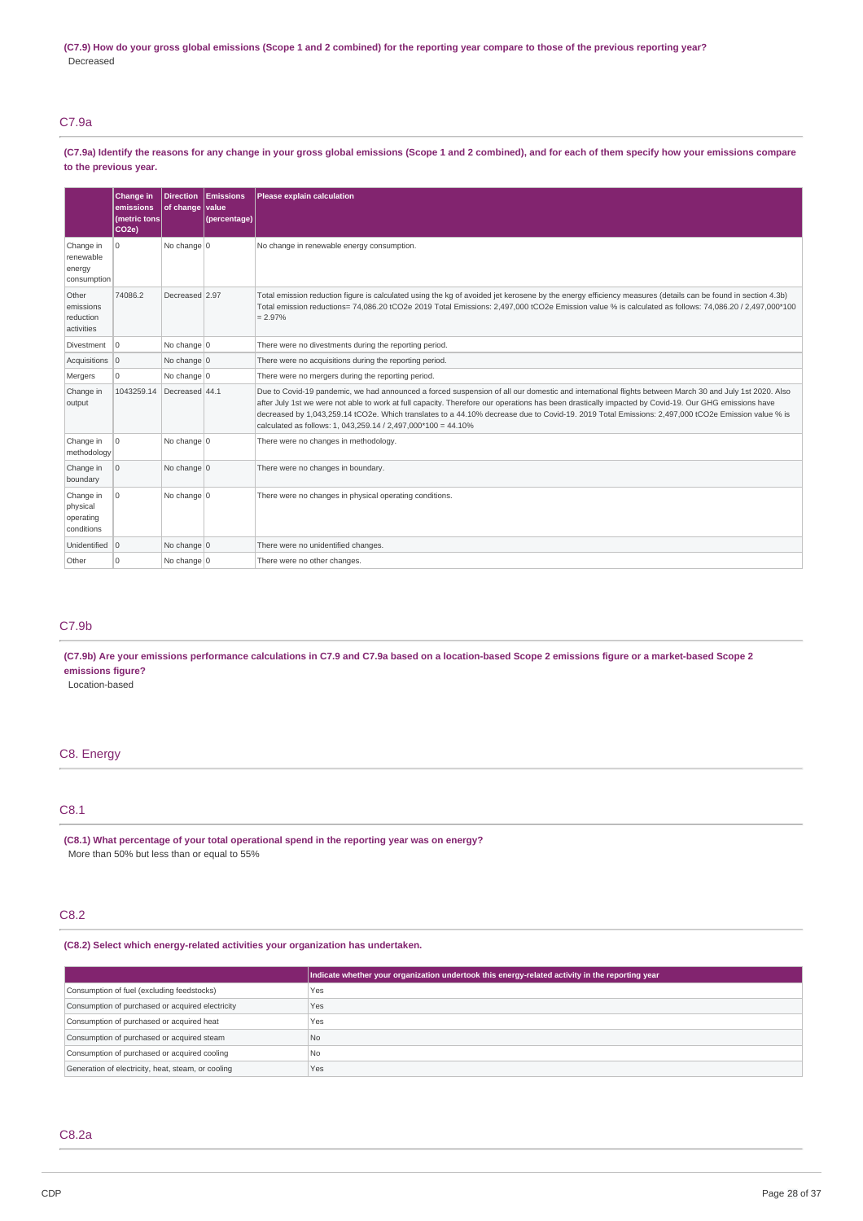**(C7.9) How do your gross global emissions (Scope 1 and 2 combined) for the reporting year compare to those of the previous reporting year?**

Decreased

## C7.9a

**(C7.9a) Identify the reasons for any change in your gross global emissions (Scope 1 and 2 combined), and for each of them specify how your emissions compare to the previous year.**

| | Change in emissions (metric tons CO2e) | Direction of change | Emissions value (percentage) | Please explain calculation |
|---|---|---|---|---|
| Change in renewable energy consumption | 0 | No change | 0 | No change in renewable energy consumption. |
| Other emissions reduction activities | 74086.2 | Decreased | 2.97 | Total emission reduction figure is calculated using the kg of avoided jet kerosene by the energy efficiency measures (details can be found in section 4.3b) Total emission reductions= 74,086.20 tCO2e 2019 Total Emissions: 2,497,000 tCO2e Emission value % is calculated as follows: 74,086.20 / 2,497,000*100 = 2.97% |
| Divestment | 0 | No change | 0 | There were no divestments during the reporting period. |
| Acquisitions | 0 | No change | 0 | There were no acquisitions during the reporting period. |
| Mergers | 0 | No change | 0 | There were no mergers during the reporting period. |
| Change in output | 1043259.14 | Decreased | 44.1 | Due to Covid-19 pandemic, we had announced a forced suspension of all our domestic and international flights between March 30 and July 1st 2020. Also after July 1st we were not able to work at full capacity. Therefore our operations has been drastically impacted by Covid-19. Our GHG emissions have decreased by 1,043,259.14 tCO2e. Which translates to a 44.10% decrease due to Covid-19. 2019 Total Emissions: 2,497,000 tCO2e Emission value % is calculated as follows: 1, 043,259.14 / 2,497,000*100 = 44.10% |
| Change in methodology | 0 | No change | 0 | There were no changes in methodology. |
| Change in boundary | 0 | No change | 0 | There were no changes in boundary. |
| Change in physical operating conditions | 0 | No change | 0 | There were no changes in physical operating conditions. |
| Unidentified | 0 | No change | 0 | There were no unidentified changes. |
| Other | 0 | No change | 0 | There were no other changes. |

## C7.9b

**(C7.9b) Are your emissions performance calculations in C7.9 and C7.9a based on a location-based Scope 2 emissions figure or a market-based Scope 2 emissions figure?**

Location-based

# C8. Energy

## C8.1

**(C8.1) What percentage of your total operational spend in the reporting year was on energy?**

More than 50% but less than or equal to 55%

## C8.2

**(C8.2) Select which energy-related activities your organization has undertaken.**

| | Indicate whether your organization undertook this energy-related activity in the reporting year |
|---|---|
| Consumption of fuel (excluding feedstocks) | Yes |
| Consumption of purchased or acquired electricity | Yes |
| Consumption of purchased or acquired heat | Yes |
| Consumption of purchased or acquired steam | No |
| Consumption of purchased or acquired cooling | No |
| Generation of electricity, heat, steam, or cooling | Yes |

## C8.2a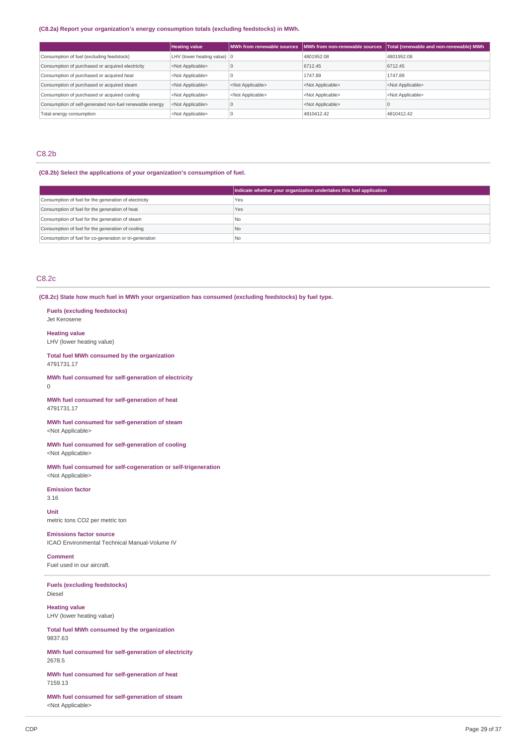**(C8.2a) Report your organization's energy consumption totals (excluding feedstocks) in MWh.**

| | Heating value | MWh from renewable sources | MWh from non-renewable sources | Total (renewable and non-renewable) MWh |
|---|---|---|---|---|
| Consumption of fuel (excluding feedstock) | LHV (lower heating value) | 0 | 4801952.08 | 4801952.08 |
| Consumption of purchased or acquired electricity | <Not Applicable> | 0 | 6712.45 | 6712.45 |
| Consumption of purchased or acquired heat | <Not Applicable> | 0 | 1747.89 | 1747.89 |
| Consumption of purchased or acquired steam | <Not Applicable> | <Not Applicable> | <Not Applicable> | <Not Applicable> |
| Consumption of purchased or acquired cooling | <Not Applicable> | <Not Applicable> | <Not Applicable> | <Not Applicable> |
| Consumption of self-generated non-fuel renewable energy | <Not Applicable> | 0 | <Not Applicable> | 0 |
| Total energy consumption | <Not Applicable> | 0 | 4810412.42 | 4810412.42 |

## C8.2b

**(C8.2b) Select the applications of your organization's consumption of fuel.**

| | Indicate whether your organization undertakes this fuel application |
|---|---|
| Consumption of fuel for the generation of electricity | Yes |
| Consumption of fuel for the generation of heat | Yes |
| Consumption of fuel for the generation of steam | No |
| Consumption of fuel for the generation of cooling | No |
| Consumption of fuel for co-generation or tri-generation | No |

## C8.2c

**(C8.2c) State how much fuel in MWh your organization has consumed (excluding feedstocks) by fuel type.**

**Fuels (excluding feedstocks)**
Jet Kerosene

**Heating value**
LHV (lower heating value)

**Total fuel MWh consumed by the organization**
4791731.17

**MWh fuel consumed for self-generation of electricity**
0

**MWh fuel consumed for self-generation of heat**
4791731.17

**MWh fuel consumed for self-generation of steam**
<Not Applicable>

**MWh fuel consumed for self-generation of cooling**
<Not Applicable>

**MWh fuel consumed for self-cogeneration or self-trigeneration**
<Not Applicable>

**Emission factor**
3.16

**Unit**
metric tons CO2 per metric ton

**Emissions factor source**
ICAO Environmental Technical Manual-Volume IV

**Comment**
Fuel used in our aircraft.

---

**Fuels (excluding feedstocks)**
Diesel

**Heating value**
LHV (lower heating value)

**Total fuel MWh consumed by the organization**
9837.63

**MWh fuel consumed for self-generation of electricity**
2678.5

**MWh fuel consumed for self-generation of heat**
7159.13

**MWh fuel consumed for self-generation of steam**
<Not Applicable>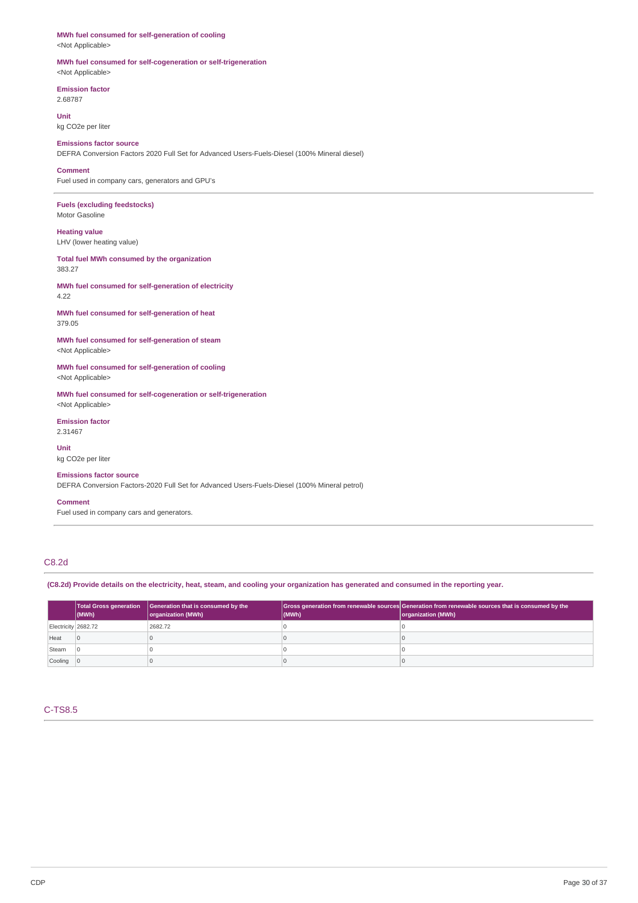**MWh fuel consumed for self-generation of cooling**
<Not Applicable>

**MWh fuel consumed for self-cogeneration or self-trigeneration**
<Not Applicable>

**Emission factor**
2.68787

**Unit**
kg CO2e per liter

**Emissions factor source**
DEFRA Conversion Factors 2020 Full Set for Advanced Users-Fuels-Diesel (100% Mineral diesel)

**Comment**
Fuel used in company cars, generators and GPU's

---

**Fuels (excluding feedstocks)**
Motor Gasoline

**Heating value**
LHV (lower heating value)

**Total fuel MWh consumed by the organization**
383.27

**MWh fuel consumed for self-generation of electricity**
4.22

**MWh fuel consumed for self-generation of heat**
379.05

**MWh fuel consumed for self-generation of steam**
<Not Applicable>

**MWh fuel consumed for self-generation of cooling**
<Not Applicable>

**MWh fuel consumed for self-cogeneration or self-trigeneration**
<Not Applicable>

**Emission factor**
2.31467

**Unit**
kg CO2e per liter

**Emissions factor source**
DEFRA Conversion Factors-2020 Full Set for Advanced Users-Fuels-Diesel (100% Mineral petrol)

**Comment**
Fuel used in company cars and generators.

---

## C8.2d

**(C8.2d) Provide details on the electricity, heat, steam, and cooling your organization has generated and consumed in the reporting year.**

| | Total Gross generation (MWh) | Generation that is consumed by the organization (MWh) | Gross generation from renewable sources (MWh) | Generation from renewable sources that is consumed by the organization (MWh) |
|---|---|---|---|---|
| Electricity | 2682.72 | 2682.72 | 0 | 0 |
| Heat | 0 | 0 | 0 | 0 |
| Steam | 0 | 0 | 0 | 0 |
| Cooling | 0 | 0 | 0 | 0 |

## C-TS8.5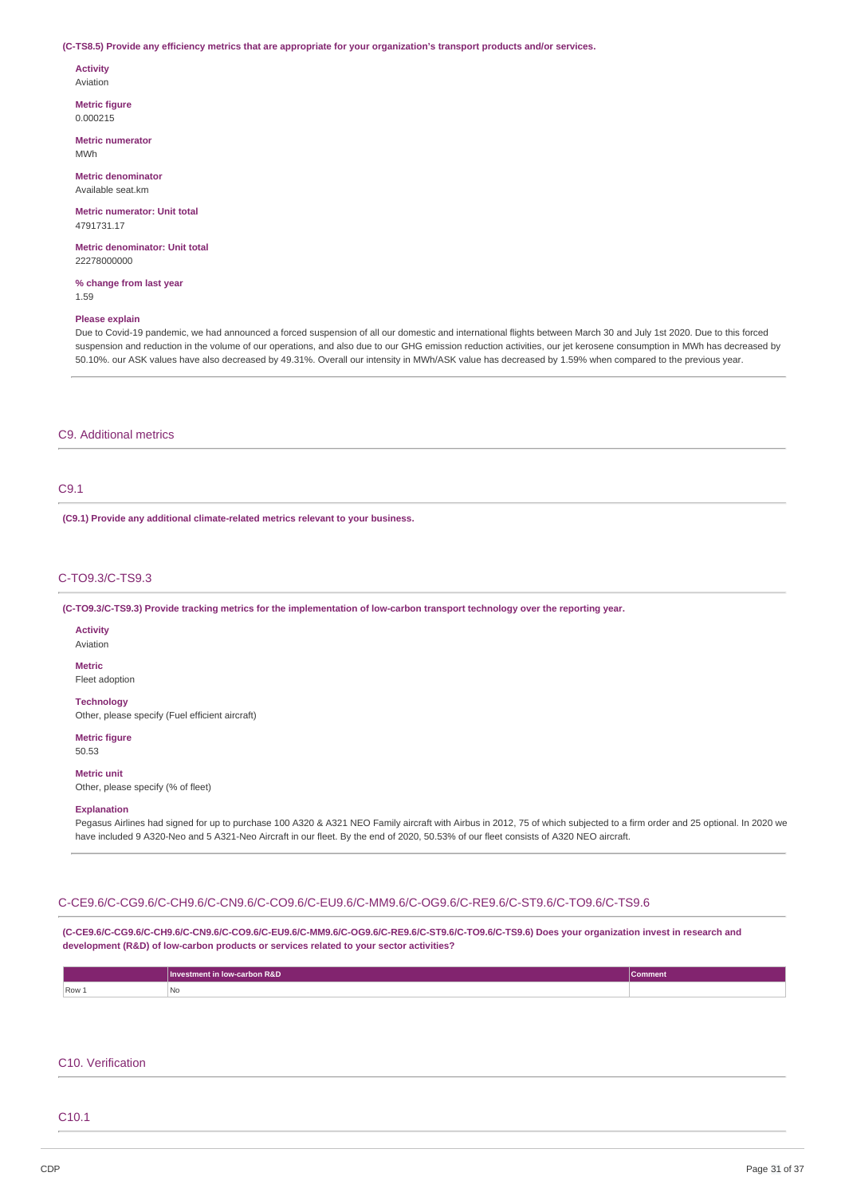**(C-TS8.5) Provide any efficiency metrics that are appropriate for your organization's transport products and/or services.**

**Activity**
Aviation

**Metric figure**
0.000215

**Metric numerator**
MWh

**Metric denominator**
Available seat.km

**Metric numerator: Unit total**
4791731.17

**Metric denominator: Unit total**
22278000000

**% change from last year**
1.59

**Please explain**
Due to Covid-19 pandemic, we had announced a forced suspension of all our domestic and international flights between March 30 and July 1st 2020. Due to this forced suspension and reduction in the volume of our operations, and also due to our GHG emission reduction activities, our jet kerosene consumption in MWh has decreased by 50.10%. our ASK values have also decreased by 49.31%. Overall our intensity in MWh/ASK value has decreased by 1.59% when compared to the previous year.

## C9. Additional metrics

### C9.1

**(C9.1) Provide any additional climate-related metrics relevant to your business.**

### C-TO9.3/C-TS9.3

**(C-TO9.3/C-TS9.3) Provide tracking metrics for the implementation of low-carbon transport technology over the reporting year.**

**Activity**
Aviation

**Metric**
Fleet adoption

**Technology**
Other, please specify (Fuel efficient aircraft)

**Metric figure**
50.53

**Metric unit**
Other, please specify (% of fleet)

**Explanation**
Pegasus Airlines had signed for up to purchase 100 A320 & A321 NEO Family aircraft with Airbus in 2012, 75 of which subjected to a firm order and 25 optional. In 2020 we have included 9 A320-Neo and 5 A321-Neo Aircraft in our fleet. By the end of 2020, 50.53% of our fleet consists of A320 NEO aircraft.

### C-CE9.6/C-CG9.6/C-CH9.6/C-CN9.6/C-CO9.6/C-EU9.6/C-MM9.6/C-OG9.6/C-RE9.6/C-ST9.6/C-TO9.6/C-TS9.6

**(C-CE9.6/C-CG9.6/C-CH9.6/C-CN9.6/C-CO9.6/C-EU9.6/C-MM9.6/C-OG9.6/C-RE9.6/C-ST9.6/C-TO9.6/C-TS9.6) Does your organization invest in research and development (R&D) of low-carbon products or services related to your sector activities?**

| | Investment in low-carbon R&D | Comment |
|---|---|---|
| Row 1 | No | |

## C10. Verification

### C10.1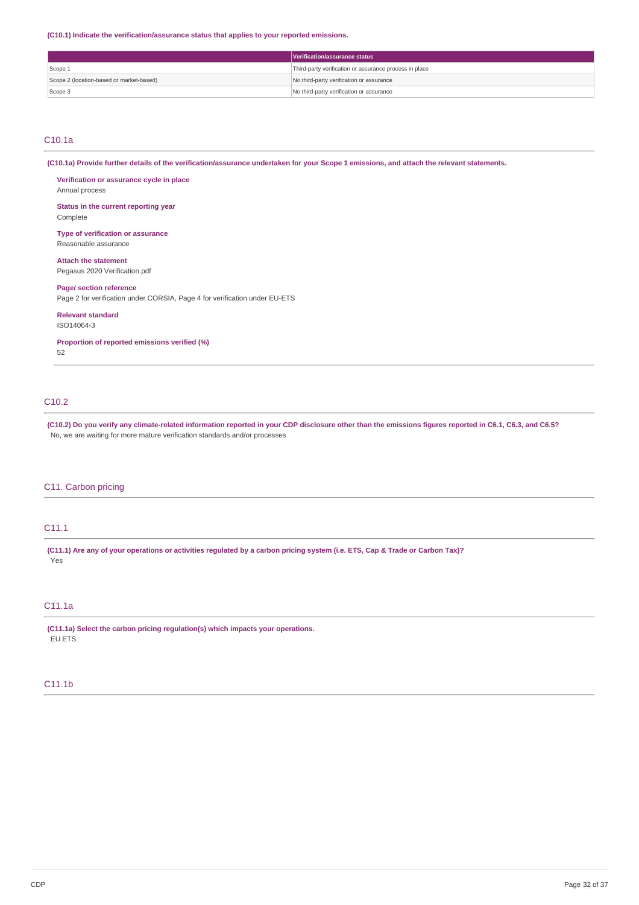**(C10.1) Indicate the verification/assurance status that applies to your reported emissions.**

| | Verification/assurance status |
|---|---|
| Scope 1 | Third-party verification or assurance process in place |
| Scope 2 (location-based or market-based) | No third-party verification or assurance |
| Scope 3 | No third-party verification or assurance |

## C10.1a

**(C10.1a) Provide further details of the verification/assurance undertaken for your Scope 1 emissions, and attach the relevant statements.**

**Verification or assurance cycle in place**
Annual process

**Status in the current reporting year**
Complete

**Type of verification or assurance**
Reasonable assurance

**Attach the statement**
Pegasus 2020 Verification.pdf

**Page/ section reference**
Page 2 for verification under CORSIA, Page 4 for verification under EU-ETS

**Relevant standard**
ISO14064-3

**Proportion of reported emissions verified (%)**
52

## C10.2

**(C10.2) Do you verify any climate-related information reported in your CDP disclosure other than the emissions figures reported in C6.1, C6.3, and C6.5?**
No, we are waiting for more mature verification standards and/or processes

# C11. Carbon pricing

## C11.1

**(C11.1) Are any of your operations or activities regulated by a carbon pricing system (i.e. ETS, Cap & Trade or Carbon Tax)?**
Yes

## C11.1a

**(C11.1a) Select the carbon pricing regulation(s) which impacts your operations.**
EU ETS

## C11.1b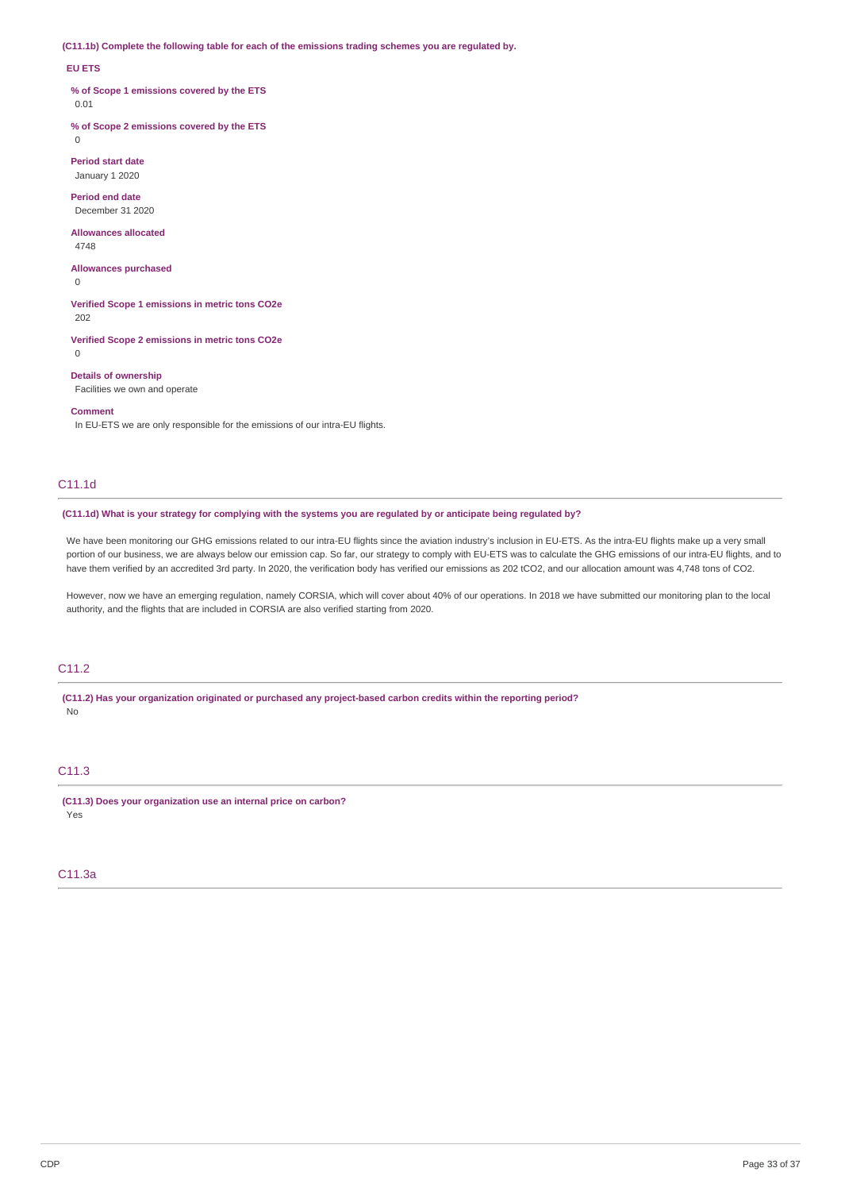**(C11.1b) Complete the following table for each of the emissions trading schemes you are regulated by.**

**EU ETS**

**% of Scope 1 emissions covered by the ETS**
0.01

**% of Scope 2 emissions covered by the ETS**
0

**Period start date**
January 1 2020

**Period end date**
December 31 2020

**Allowances allocated**
4748

**Allowances purchased**
0

**Verified Scope 1 emissions in metric tons CO2e**
202

**Verified Scope 2 emissions in metric tons CO2e**
0

**Details of ownership**
Facilities we own and operate

**Comment**
In EU-ETS we are only responsible for the emissions of our intra-EU flights.

## C11.1d

**(C11.1d) What is your strategy for complying with the systems you are regulated by or anticipate being regulated by?**

We have been monitoring our GHG emissions related to our intra-EU flights since the aviation industry's inclusion in EU-ETS. As the intra-EU flights make up a very small portion of our business, we are always below our emission cap. So far, our strategy to comply with EU-ETS was to calculate the GHG emissions of our intra-EU flights, and to have them verified by an accredited 3rd party. In 2020, the verification body has verified our emissions as 202 tCO2, and our allocation amount was 4,748 tons of CO2.

However, now we have an emerging regulation, namely CORSIA, which will cover about 40% of our operations. In 2018 we have submitted our monitoring plan to the local authority, and the flights that are included in CORSIA are also verified starting from 2020.

## C11.2

**(C11.2) Has your organization originated or purchased any project-based carbon credits within the reporting period?**
No

## C11.3

**(C11.3) Does your organization use an internal price on carbon?**
Yes

## C11.3a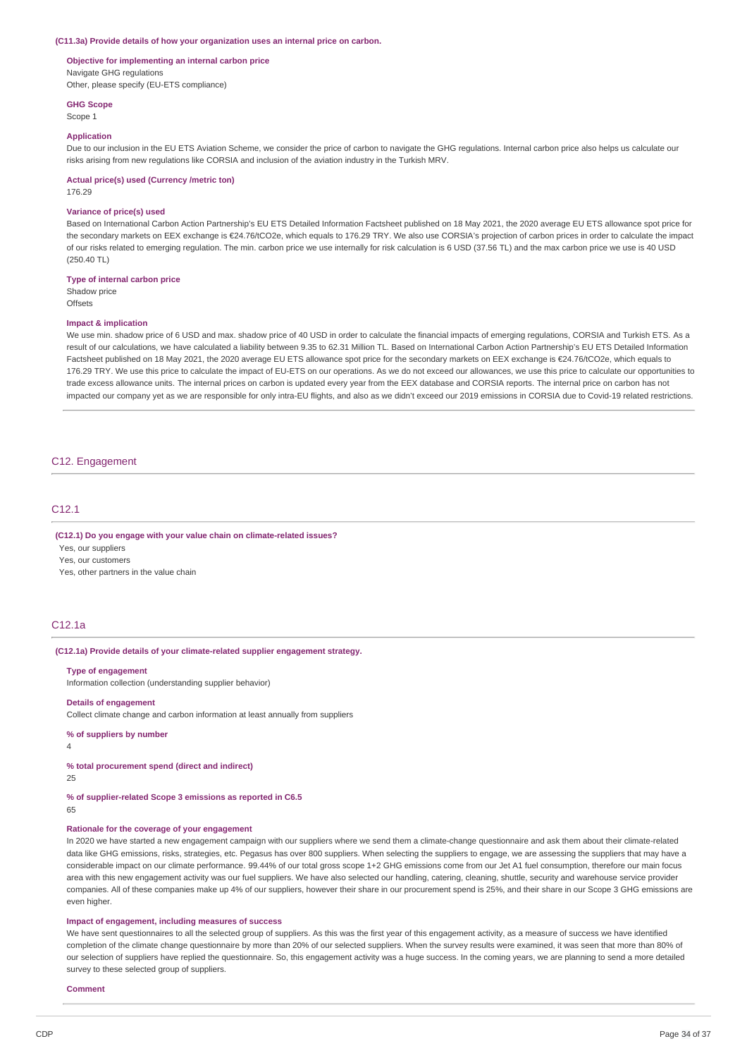**(C11.3a) Provide details of how your organization uses an internal price on carbon.**

**Objective for implementing an internal carbon price**

Navigate GHG regulations

Other, please specify (EU-ETS compliance)

**GHG Scope**

Scope 1

**Application**

Due to our inclusion in the EU ETS Aviation Scheme, we consider the price of carbon to navigate the GHG regulations. Internal carbon price also helps us calculate our risks arising from new regulations like CORSIA and inclusion of the aviation industry in the Turkish MRV.

**Actual price(s) used (Currency /metric ton)**

176.29

**Variance of price(s) used**

Based on International Carbon Action Partnership's EU ETS Detailed Information Factsheet published on 18 May 2021, the 2020 average EU ETS allowance spot price for the secondary markets on EEX exchange is €24.76/tCO2e, which equals to 176.29 TRY. We also use CORSIA's projection of carbon prices in order to calculate the impact of our risks related to emerging regulation. The min. carbon price we use internally for risk calculation is 6 USD (37.56 TL) and the max carbon price we use is 40 USD (250.40 TL)

**Type of internal carbon price**

Shadow price

Offsets

**Impact & implication**

We use min. shadow price of 6 USD and max. shadow price of 40 USD in order to calculate the financial impacts of emerging regulations, CORSIA and Turkish ETS. As a result of our calculations, we have calculated a liability between 9.35 to 62.31 Million TL. Based on International Carbon Action Partnership's EU ETS Detailed Information Factsheet published on 18 May 2021, the 2020 average EU ETS allowance spot price for the secondary markets on EEX exchange is €24.76/tCO2e, which equals to 176.29 TRY. We use this price to calculate the impact of EU-ETS on our operations. As we do not exceed our allowances, we use this price to calculate our opportunities to trade excess allowance units. The internal prices on carbon is updated every year from the EEX database and CORSIA reports. The internal price on carbon has not impacted our company yet as we are responsible for only intra-EU flights, and also as we didn't exceed our 2019 emissions in CORSIA due to Covid-19 related restrictions.

## C12. Engagement

### C12.1

**(C12.1) Do you engage with your value chain on climate-related issues?**

Yes, our suppliers

Yes, our customers

Yes, other partners in the value chain

### C12.1a

**(C12.1a) Provide details of your climate-related supplier engagement strategy.**

**Type of engagement**

Information collection (understanding supplier behavior)

**Details of engagement**

Collect climate change and carbon information at least annually from suppliers

**% of suppliers by number**

4

**% total procurement spend (direct and indirect)**

25

**% of supplier-related Scope 3 emissions as reported in C6.5**

65

**Rationale for the coverage of your engagement**

In 2020 we have started a new engagement campaign with our suppliers where we send them a climate-change questionnaire and ask them about their climate-related data like GHG emissions, risks, strategies, etc. Pegasus has over 800 suppliers. When selecting the suppliers to engage, we are assessing the suppliers that may have a considerable impact on our climate performance. 99.44% of our total gross scope 1+2 GHG emissions come from our Jet A1 fuel consumption, therefore our main focus area with this new engagement activity was our fuel suppliers. We have also selected our handling, catering, cleaning, shuttle, security and warehouse service provider companies. All of these companies make up 4% of our suppliers, however their share in our procurement spend is 25%, and their share in our Scope 3 GHG emissions are even higher.

**Impact of engagement, including measures of success**

We have sent questionnaires to all the selected group of suppliers. As this was the first year of this engagement activity, as a measure of success we have identified completion of the climate change questionnaire by more than 20% of our selected suppliers. When the survey results were examined, it was seen that more than 80% of our selection of suppliers have replied the questionnaire. So, this engagement activity was a huge success. In the coming years, we are planning to send a more detailed survey to these selected group of suppliers.

**Comment**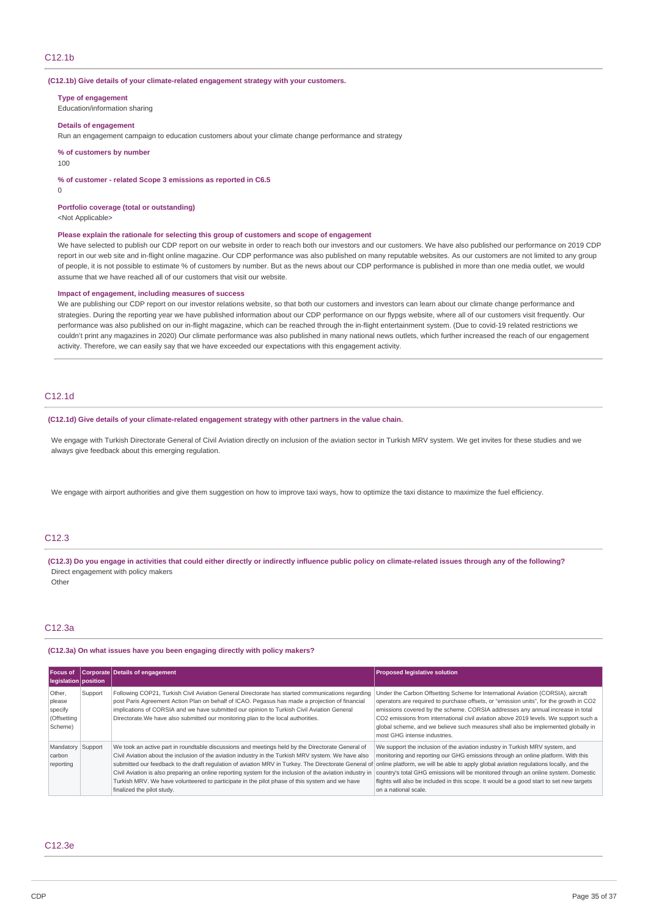## C12.1b

**(C12.1b) Give details of your climate-related engagement strategy with your customers.**

**Type of engagement**
Education/information sharing

**Details of engagement**
Run an engagement campaign to education customers about your climate change performance and strategy

**% of customers by number**
100

**% of customer - related Scope 3 emissions as reported in C6.5**
0

**Portfolio coverage (total or outstanding)**
<Not Applicable>

**Please explain the rationale for selecting this group of customers and scope of engagement**
We have selected to publish our CDP report on our website in order to reach both our investors and our customers. We have also published our performance on 2019 CDP report in our web site and in-flight online magazine. Our CDP performance was also published on many reputable websites. As our customers are not limited to any group of people, it is not possible to estimate % of customers by number. But as the news about our CDP performance is published in more than one media outlet, we would assume that we have reached all of our customers that visit our website.

**Impact of engagement, including measures of success**
We are publishing our CDP report on our investor relations website, so that both our customers and investors can learn about our climate change performance and strategies. During the reporting year we have published information about our CDP performance on our flypgs website, where all of our customers visit frequently. Our performance was also published on our in-flight magazine, which can be reached through the in-flight entertainment system. (Due to covid-19 related restrictions we couldn't print any magazines in 2020) Our climate performance was also published in many national news outlets, which further increased the reach of our engagement activity. Therefore, we can easily say that we have exceeded our expectations with this engagement activity.

## C12.1d

**(C12.1d) Give details of your climate-related engagement strategy with other partners in the value chain.**

We engage with Turkish Directorate General of Civil Aviation directly on inclusion of the aviation sector in Turkish MRV system. We get invites for these studies and we always give feedback about this emerging regulation.

We engage with airport authorities and give them suggestion on how to improve taxi ways, how to optimize the taxi distance to maximize the fuel efficiency.

## C12.3

**(C12.3) Do you engage in activities that could either directly or indirectly influence public policy on climate-related issues through any of the following?**
Direct engagement with policy makers
Other

## C12.3a

**(C12.3a) On what issues have you been engaging directly with policy makers?**

| Focus of legislation | Corporate position | Details of engagement | Proposed legislative solution |
|---|---|---|---|
| Other, please specify (Offsetting Scheme) | Support | Following COP21, Turkish Civil Aviation General Directorate has started communications regarding post Paris Agreement Action Plan on behalf of ICAO. Pegasus has made a projection of financial implications of CORSIA and we have submitted our opinion to Turkish Civil Aviation General Directorate.We have also submitted our monitoring plan to the local authorities. | Under the Carbon Offsetting Scheme for International Aviation (CORSIA), aircraft operators are required to purchase offsets, or "emission units", for the growth in CO2 emissions covered by the scheme. CORSIA addresses any annual increase in total CO2 emissions from international civil aviation above 2019 levels. We support such a global scheme, and we believe such measures shall also be implemented globally in most GHG intense industries. |
| Mandatory carbon reporting | Support | We took an active part in roundtable discussions and meetings held by the Directorate General of Civil Aviation about the inclusion of the aviation industry in the Turkish MRV system. We have also submitted our feedback to the draft regulation of aviation MRV in Turkey. The Directorate General of Civil Aviation is also preparing an online reporting system for the inclusion of the aviation industry in Turkish MRV. We have volunteered to participate in the pilot phase of this system and we have finalized the pilot study. | We support the inclusion of the aviation industry in Turkish MRV system, and monitoring and reporting our GHG emissions through an online platform. With this online platform, we will be able to apply global aviation regulations locally, and the country's total GHG emissions will be monitored through an online system. Domestic flights will also be included in this scope. It would be a good start to set new targets on a national scale. |

## C12.3e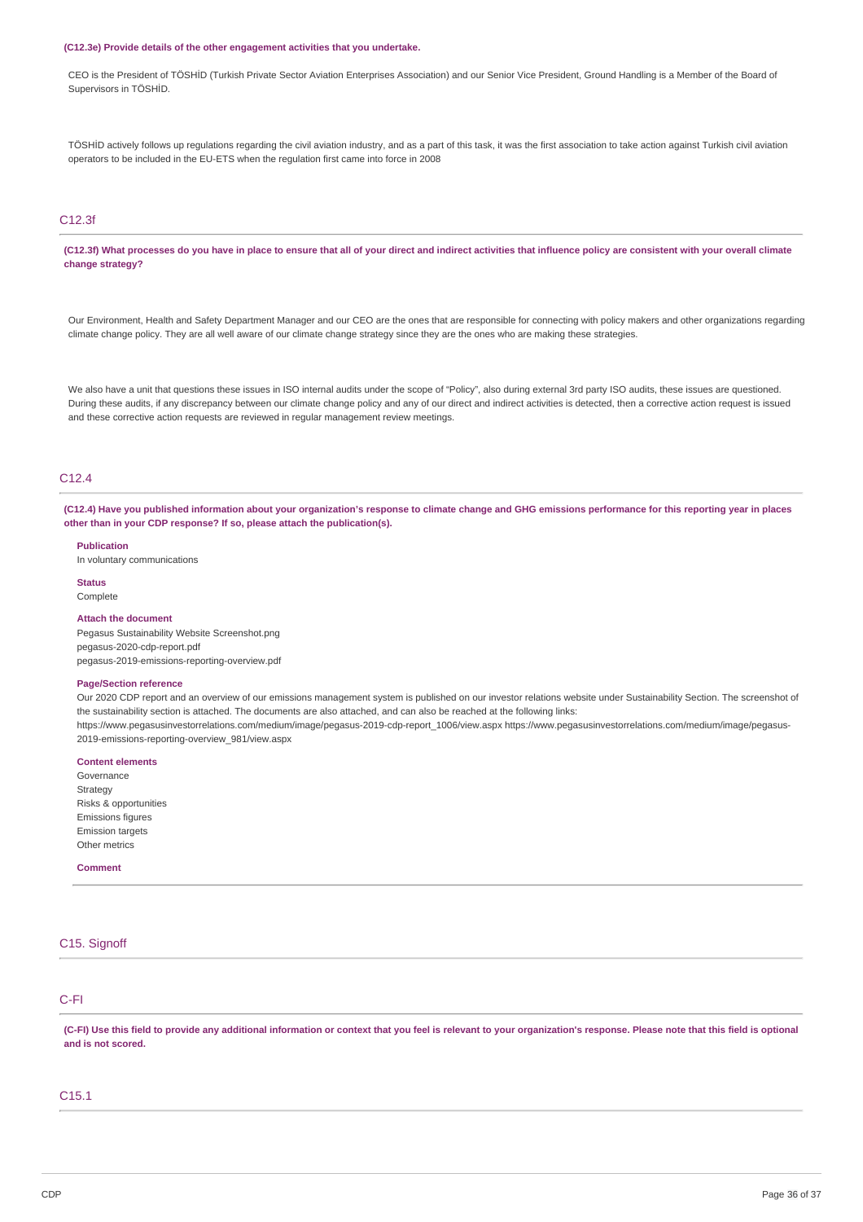**(C12.3e) Provide details of the other engagement activities that you undertake.**

CEO is the President of TÖSHİD (Turkish Private Sector Aviation Enterprises Association) and our Senior Vice President, Ground Handling is a Member of the Board of Supervisors in TÖSHİD.

TÖSHİD actively follows up regulations regarding the civil aviation industry, and as a part of this task, it was the first association to take action against Turkish civil aviation operators to be included in the EU-ETS when the regulation first came into force in 2008

## C12.3f

**(C12.3f) What processes do you have in place to ensure that all of your direct and indirect activities that influence policy are consistent with your overall climate change strategy?**

Our Environment, Health and Safety Department Manager and our CEO are the ones that are responsible for connecting with policy makers and other organizations regarding climate change policy. They are all well aware of our climate change strategy since they are the ones who are making these strategies.

We also have a unit that questions these issues in ISO internal audits under the scope of "Policy", also during external 3rd party ISO audits, these issues are questioned. During these audits, if any discrepancy between our climate change policy and any of our direct and indirect activities is detected, then a corrective action request is issued and these corrective action requests are reviewed in regular management review meetings.

## C12.4

**(C12.4) Have you published information about your organization's response to climate change and GHG emissions performance for this reporting year in places other than in your CDP response? If so, please attach the publication(s).**

**Publication**
In voluntary communications

**Status**
Complete

**Attach the document**
Pegasus Sustainability Website Screenshot.png
pegasus-2020-cdp-report.pdf
pegasus-2019-emissions-reporting-overview.pdf

**Page/Section reference**
Our 2020 CDP report and an overview of our emissions management system is published on our investor relations website under Sustainability Section. The screenshot of the sustainability section is attached. The documents are also attached, and can also be reached at the following links:
https://www.pegasusinvestorrelations.com/medium/image/pegasus-2019-cdp-report_1006/view.aspx https://www.pegasusinvestorrelations.com/medium/image/pegasus-2019-emissions-reporting-overview_981/view.aspx

**Content elements**
Governance
Strategy
Risks & opportunities
Emissions figures
Emission targets
Other metrics

**Comment**

## C15. Signoff

## C-FI

**(C-FI) Use this field to provide any additional information or context that you feel is relevant to your organization's response. Please note that this field is optional and is not scored.**

## C15.1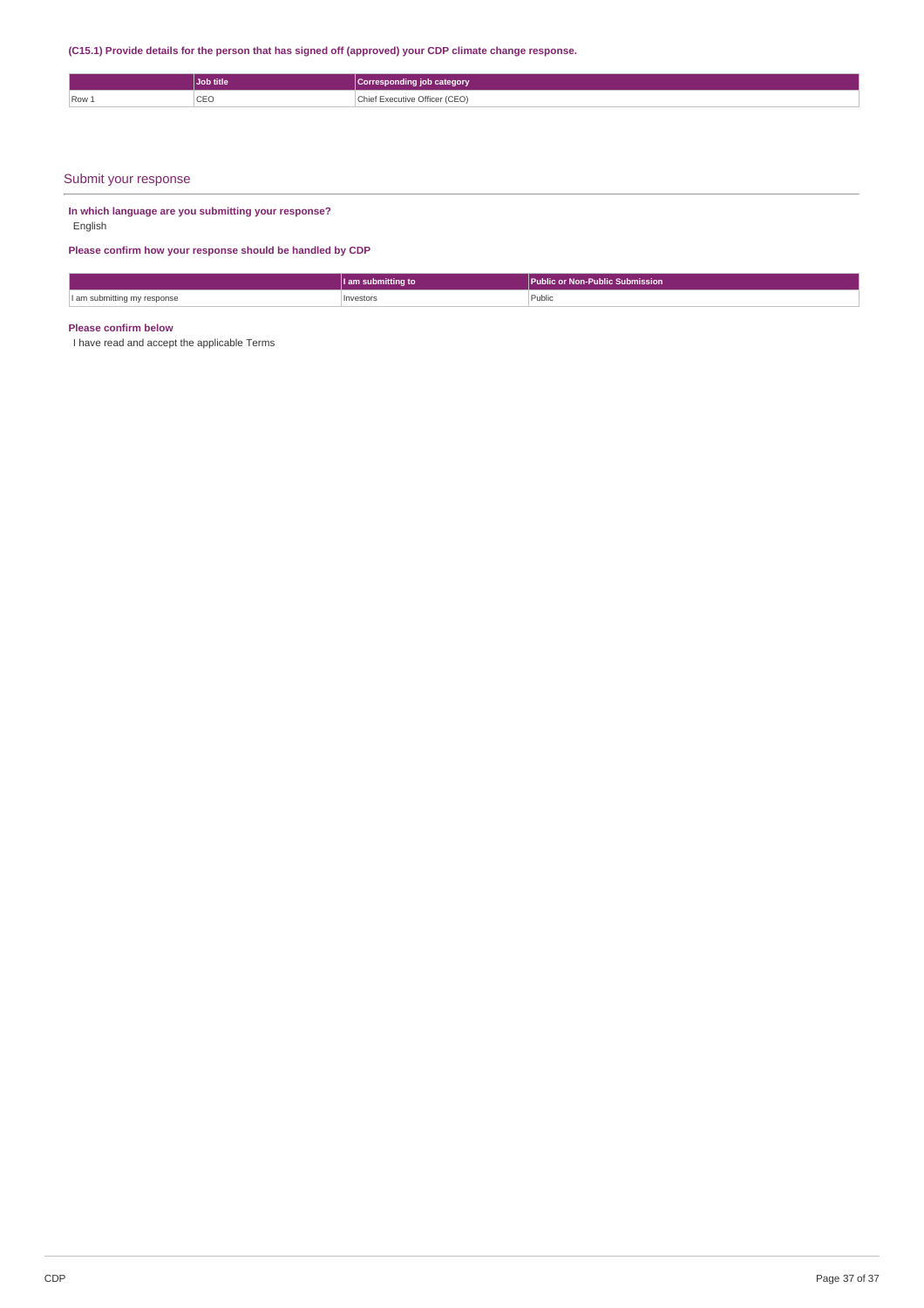**(C15.1) Provide details for the person that has signed off (approved) your CDP climate change response.**

| | Job title | Corresponding job category |
|---|---|---|
| Row 1 | CEO | Chief Executive Officer (CEO) |

## Submit your response

**In which language are you submitting your response?**

English

**Please confirm how your response should be handled by CDP**

| | I am submitting to | Public or Non-Public Submission |
|---|---|---|
| I am submitting my response | Investors | Public |

**Please confirm below**

I have read and accept the applicable Terms